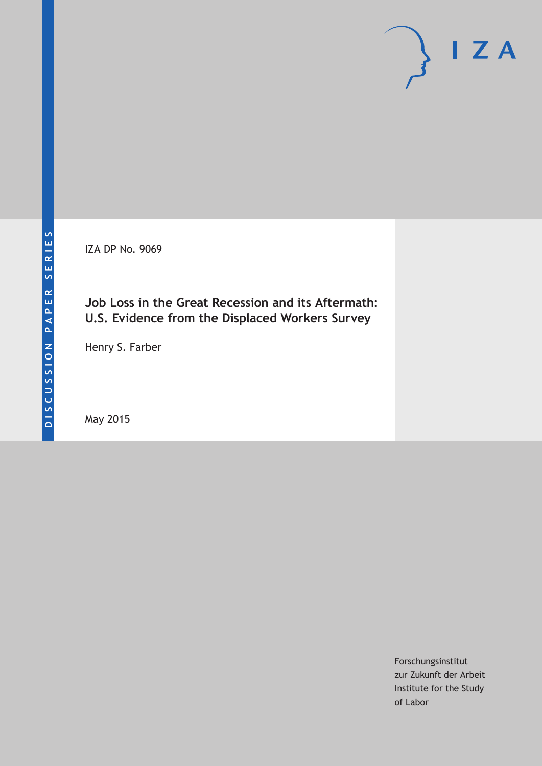DISCUSSION PAPER SERIES

IZA

IZA DP No. 9069

# Job Loss in the Great Recession and its Aftermath: U.S. Evidence from the Displaced Workers Survey

Henry S. Farber

May 2015

Forschungsinstitut
zur Zukunft der Arbeit
Institute for the Study
of Labor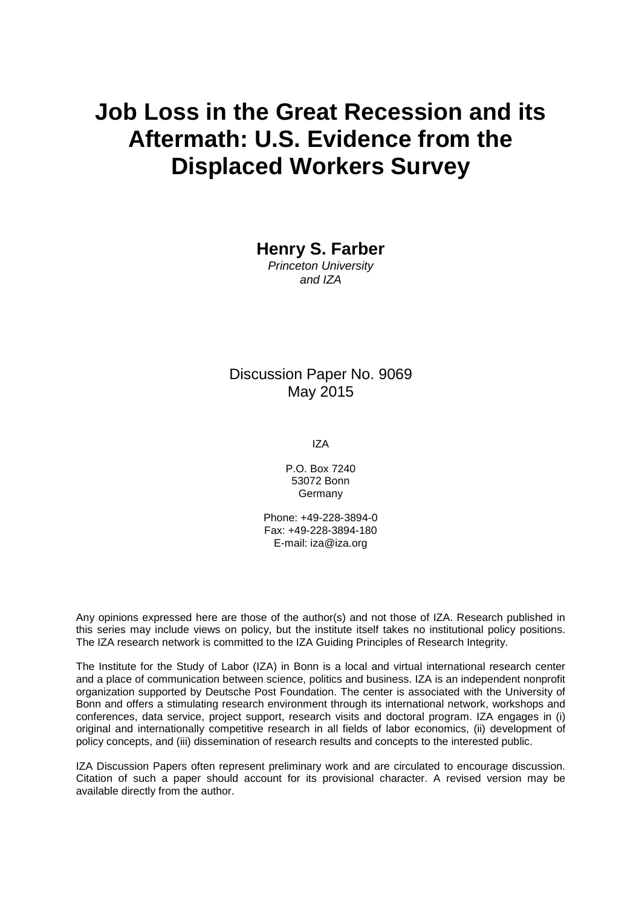# Job Loss in the Great Recession and its Aftermath: U.S. Evidence from the Displaced Workers Survey

**Henry S. Farber**
*Princeton University and IZA*

Discussion Paper No. 9069
May 2015

IZA

P.O. Box 7240
53072 Bonn
Germany

Phone: +49-228-3894-0
Fax: +49-228-3894-180
E-mail: iza@iza.org

Any opinions expressed here are those of the author(s) and not those of IZA. Research published in this series may include views on policy, but the institute itself takes no institutional policy positions. The IZA research network is committed to the IZA Guiding Principles of Research Integrity.

The Institute for the Study of Labor (IZA) in Bonn is a local and virtual international research center and a place of communication between science, politics and business. IZA is an independent nonprofit organization supported by Deutsche Post Foundation. The center is associated with the University of Bonn and offers a stimulating research environment through its international network, workshops and conferences, data service, project support, research visits and doctoral program. IZA engages in (i) original and internationally competitive research in all fields of labor economics, (ii) development of policy concepts, and (iii) dissemination of research results and concepts to the interested public.

IZA Discussion Papers often represent preliminary work and are circulated to encourage discussion. Citation of such a paper should account for its provisional character. A revised version may be available directly from the author.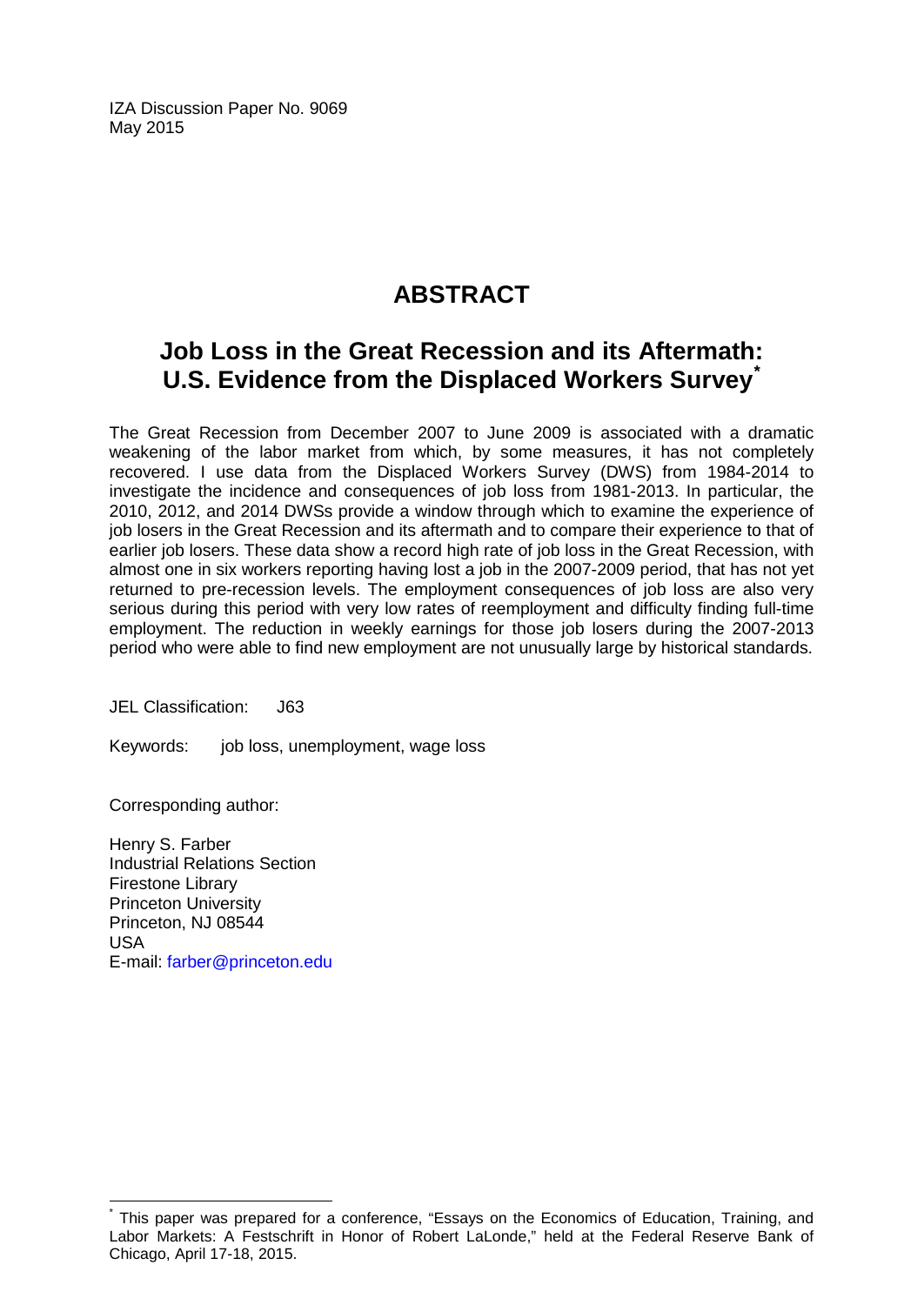IZA Discussion Paper No. 9069
May 2015

# ABSTRACT

## Job Loss in the Great Recession and its Aftermath: U.S. Evidence from the Displaced Workers Survey*

The Great Recession from December 2007 to June 2009 is associated with a dramatic weakening of the labor market from which, by some measures, it has not completely recovered. I use data from the Displaced Workers Survey (DWS) from 1984-2014 to investigate the incidence and consequences of job loss from 1981-2013. In particular, the 2010, 2012, and 2014 DWSs provide a window through which to examine the experience of job losers in the Great Recession and its aftermath and to compare their experience to that of earlier job losers. These data show a record high rate of job loss in the Great Recession, with almost one in six workers reporting having lost a job in the 2007-2009 period, that has not yet returned to pre-recession levels. The employment consequences of job loss are also very serious during this period with very low rates of reemployment and difficulty finding full-time employment. The reduction in weekly earnings for those job losers during the 2007-2013 period who were able to find new employment are not unusually large by historical standards.

JEL Classification: J63

Keywords: job loss, unemployment, wage loss

Corresponding author:

Henry S. Farber
Industrial Relations Section
Firestone Library
Princeton University
Princeton, NJ 08544
USA
E-mail: farber@princeton.edu

---

* This paper was prepared for a conference, "Essays on the Economics of Education, Training, and Labor Markets: A Festschrift in Honor of Robert LaLonde," held at the Federal Reserve Bank of Chicago, April 17-18, 2015.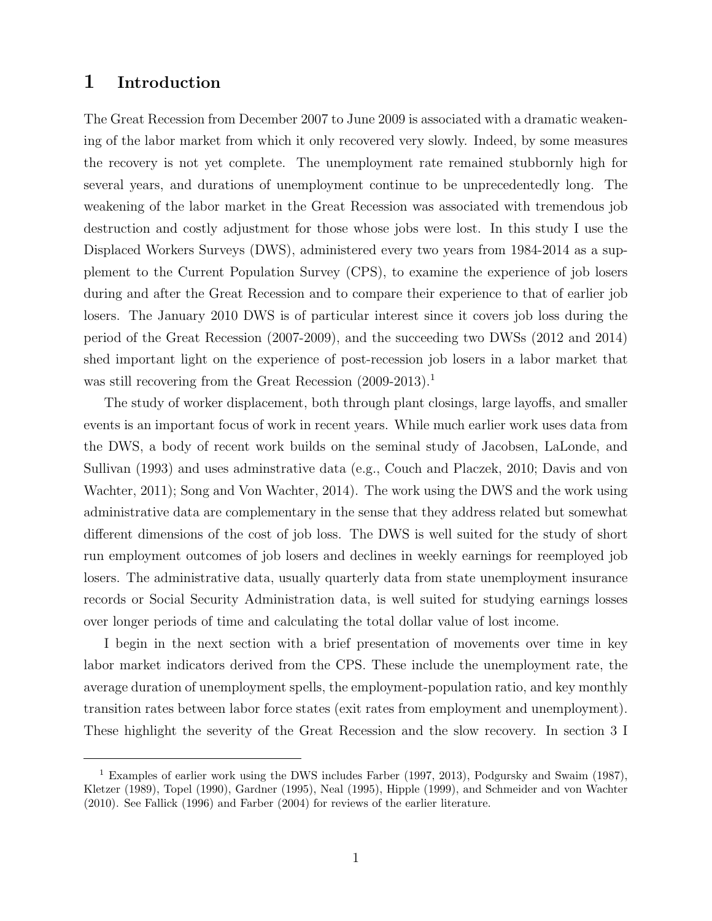# 1 Introduction

The Great Recession from December 2007 to June 2009 is associated with a dramatic weakening of the labor market from which it only recovered very slowly. Indeed, by some measures the recovery is not yet complete. The unemployment rate remained stubbornly high for several years, and durations of unemployment continue to be unprecedentedly long. The weakening of the labor market in the Great Recession was associated with tremendous job destruction and costly adjustment for those whose jobs were lost. In this study I use the Displaced Workers Surveys (DWS), administered every two years from 1984-2014 as a supplement to the Current Population Survey (CPS), to examine the experience of job losers during and after the Great Recession and to compare their experience to that of earlier job losers. The January 2010 DWS is of particular interest since it covers job loss during the period of the Great Recession (2007-2009), and the succeeding two DWSs (2012 and 2014) shed important light on the experience of post-recession job losers in a labor market that was still recovering from the Great Recession (2009-2013).[1]

The study of worker displacement, both through plant closings, large layoffs, and smaller events is an important focus of work in recent years. While much earlier work uses data from the DWS, a body of recent work builds on the seminal study of Jacobsen, LaLonde, and Sullivan (1993) and uses adminstrative data (e.g., Couch and Placzek, 2010; Davis and von Wachter, 2011); Song and Von Wachter, 2014). The work using the DWS and the work using administrative data are complementary in the sense that they address related but somewhat different dimensions of the cost of job loss. The DWS is well suited for the study of short run employment outcomes of job losers and declines in weekly earnings for reemployed job losers. The administrative data, usually quarterly data from state unemployment insurance records or Social Security Administration data, is well suited for studying earnings losses over longer periods of time and calculating the total dollar value of lost income.

I begin in the next section with a brief presentation of movements over time in key labor market indicators derived from the CPS. These include the unemployment rate, the average duration of unemployment spells, the employment-population ratio, and key monthly transition rates between labor force states (exit rates from employment and unemployment). These highlight the severity of the Great Recession and the slow recovery. In section 3 I

[1] Examples of earlier work using the DWS includes Farber (1997, 2013), Podgursky and Swaim (1987), Kletzer (1989), Topel (1990), Gardner (1995), Neal (1995), Hipple (1999), and Schmeider and von Wachter (2010). See Fallick (1996) and Farber (2004) for reviews of the earlier literature.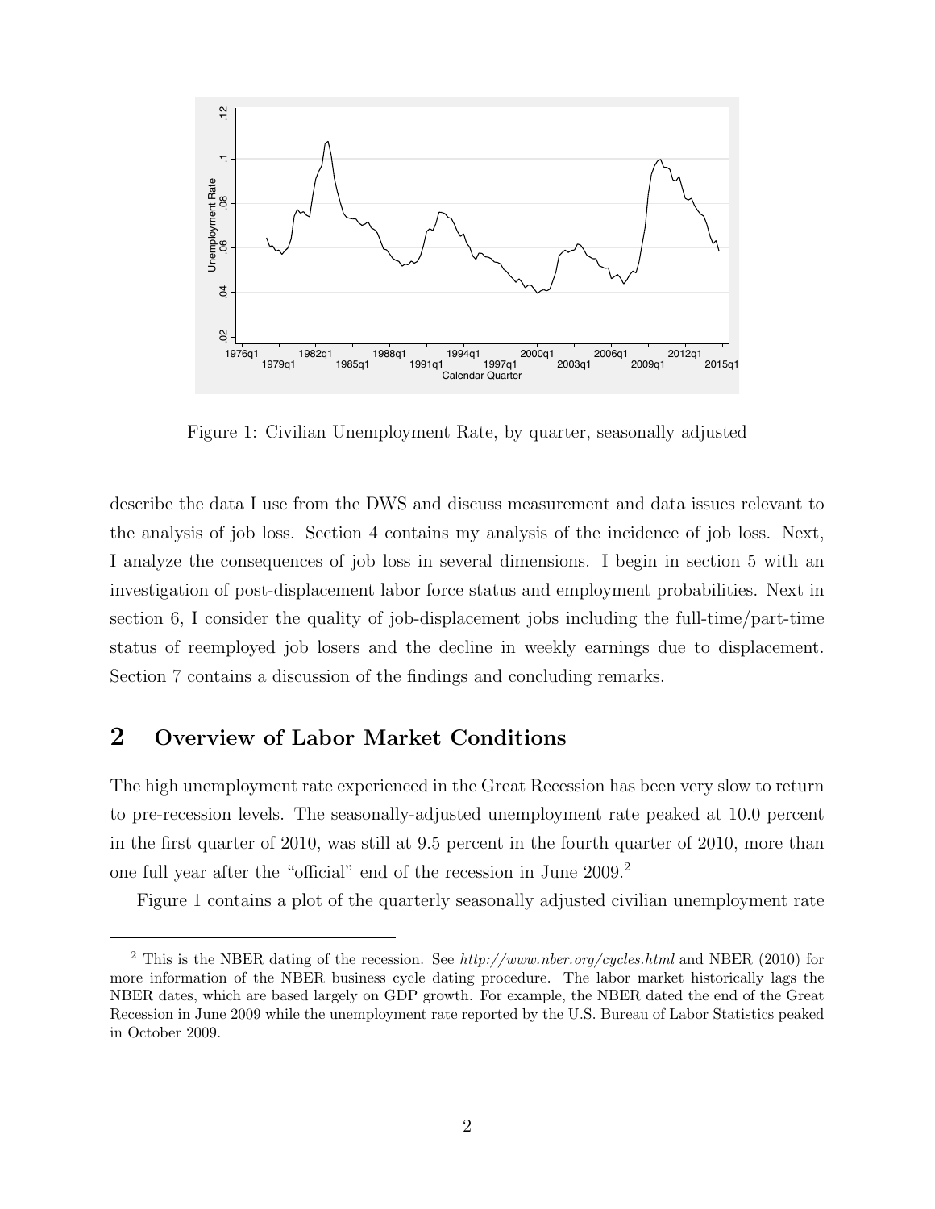Figure 1: Civilian Unemployment Rate, by quarter, seasonally adjusted

describe the data I use from the DWS and discuss measurement and data issues relevant to the analysis of job loss. Section 4 contains my analysis of the incidence of job loss. Next, I analyze the consequences of job loss in several dimensions. I begin in section 5 with an investigation of post-displacement labor force status and employment probabilities. Next in section 6, I consider the quality of job-displacement jobs including the full-time/part-time status of reemployed job losers and the decline in weekly earnings due to displacement. Section 7 contains a discussion of the findings and concluding remarks.

## 2 Overview of Labor Market Conditions

The high unemployment rate experienced in the Great Recession has been very slow to return to pre-recession levels. The seasonally-adjusted unemployment rate peaked at 10.0 percent in the first quarter of 2010, was still at 9.5 percent in the fourth quarter of 2010, more than one full year after the "official" end of the recession in June 2009.[2]

Figure 1 contains a plot of the quarterly seasonally adjusted civilian unemployment rate

[2] This is the NBER dating of the recession. See *http://www.nber.org/cycles.html* and NBER (2010) for more information of the NBER business cycle dating procedure. The labor market historically lags the NBER dates, which are based largely on GDP growth. For example, the NBER dated the end of the Great Recession in June 2009 while the unemployment rate reported by the U.S. Bureau of Labor Statistics peaked in October 2009.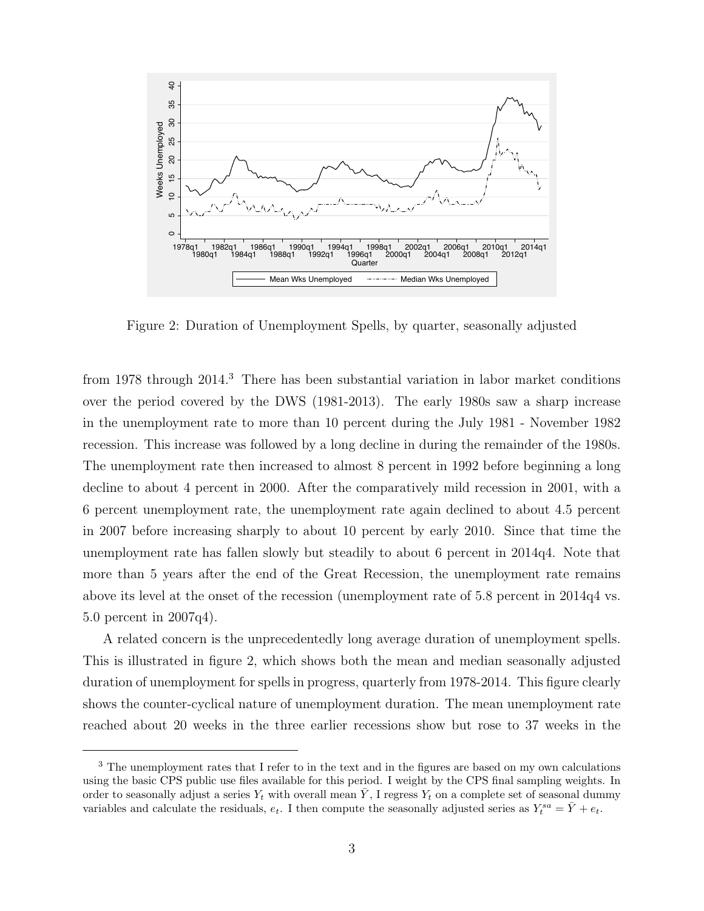Figure 2: Duration of Unemployment Spells, by quarter, seasonally adjusted

from 1978 through 2014.[3] There has been substantial variation in labor market conditions over the period covered by the DWS (1981-2013). The early 1980s saw a sharp increase in the unemployment rate to more than 10 percent during the July 1981 - November 1982 recession. This increase was followed by a long decline in during the remainder of the 1980s. The unemployment rate then increased to almost 8 percent in 1992 before beginning a long decline to about 4 percent in 2000. After the comparatively mild recession in 2001, with a 6 percent unemployment rate, the unemployment rate again declined to about 4.5 percent in 2007 before increasing sharply to about 10 percent by early 2010. Since that time the unemployment rate has fallen slowly but steadily to about 6 percent in 2014q4. Note that more than 5 years after the end of the Great Recession, the unemployment rate remains above its level at the onset of the recession (unemployment rate of 5.8 percent in 2014q4 vs. 5.0 percent in 2007q4).

A related concern is the unprecedentedly long average duration of unemployment spells. This is illustrated in figure 2, which shows both the mean and median seasonally adjusted duration of unemployment for spells in progress, quarterly from 1978-2014. This figure clearly shows the counter-cyclical nature of unemployment duration. The mean unemployment rate reached about 20 weeks in the three earlier recessions show but rose to 37 weeks in the

[3] The unemployment rates that I refer to in the text and in the figures are based on my own calculations using the basic CPS public use files available for this period. I weight by the CPS final sampling weights. In order to seasonally adjust a series $Y_t$ with overall mean $\bar{Y}$, I regress $Y_t$ on a complete set of seasonal dummy variables and calculate the residuals, $e_t$. I then compute the seasonally adjusted series as $Y_t^{sa} = \bar{Y} + e_t$.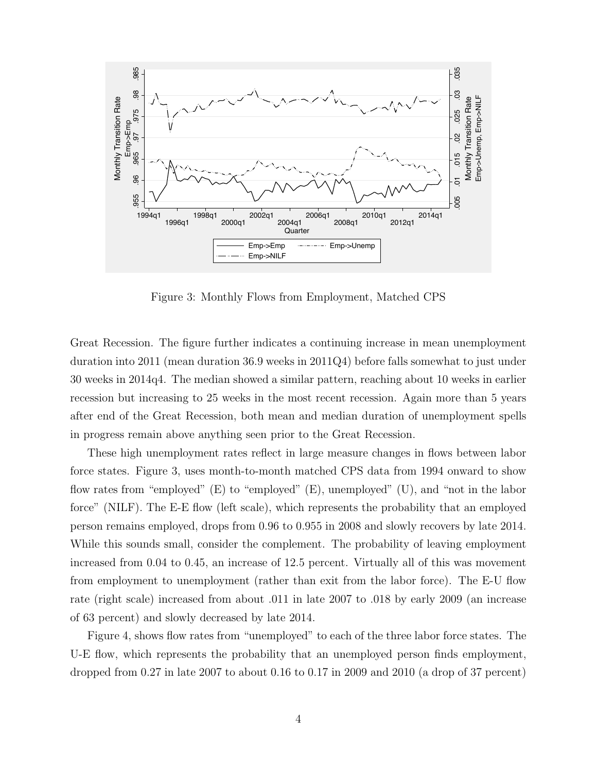Figure 3: Monthly Flows from Employment, Matched CPS

Great Recession. The figure further indicates a continuing increase in mean unemployment duration into 2011 (mean duration 36.9 weeks in 2011Q4) before falls somewhat to just under 30 weeks in 2014q4. The median showed a similar pattern, reaching about 10 weeks in earlier recession but increasing to 25 weeks in the most recent recession. Again more than 5 years after end of the Great Recession, both mean and median duration of unemployment spells in progress remain above anything seen prior to the Great Recession.

These high unemployment rates reflect in large measure changes in flows between labor force states. Figure 3, uses month-to-month matched CPS data from 1994 onward to show flow rates from "employed" (E) to "employed" (E), unemployed" (U), and "not in the labor force" (NILF). The E-E flow (left scale), which represents the probability that an employed person remains employed, drops from 0.96 to 0.955 in 2008 and slowly recovers by late 2014. While this sounds small, consider the complement. The probability of leaving employment increased from 0.04 to 0.45, an increase of 12.5 percent. Virtually all of this was movement from employment to unemployment (rather than exit from the labor force). The E-U flow rate (right scale) increased from about .011 in late 2007 to .018 by early 2009 (an increase of 63 percent) and slowly decreased by late 2014.

Figure 4, shows flow rates from "unemployed" to each of the three labor force states. The U-E flow, which represents the probability that an unemployed person finds employment, dropped from 0.27 in late 2007 to about 0.16 to 0.17 in 2009 and 2010 (a drop of 37 percent)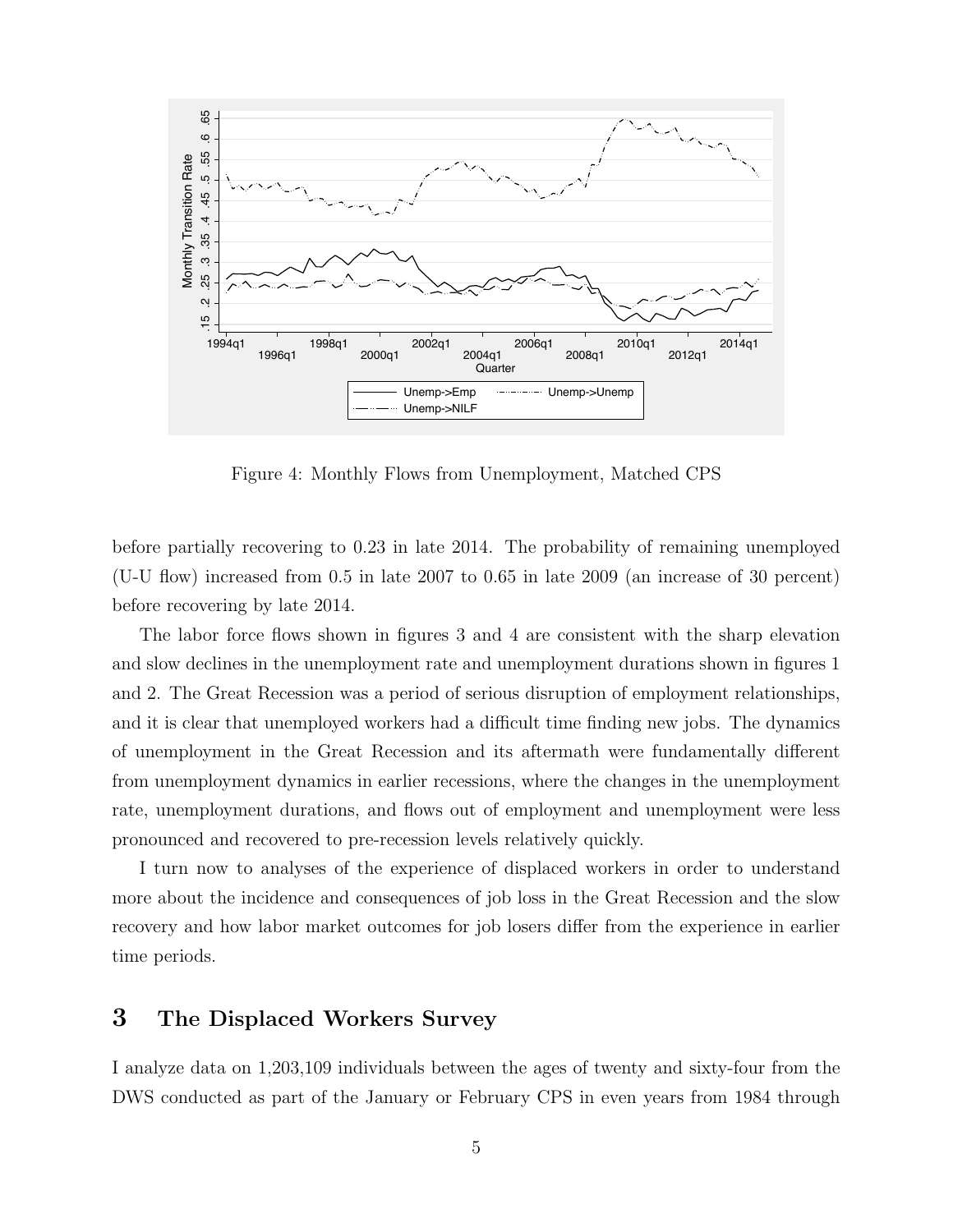Figure 4: Monthly Flows from Unemployment, Matched CPS

before partially recovering to 0.23 in late 2014. The probability of remaining unemployed (U-U flow) increased from 0.5 in late 2007 to 0.65 in late 2009 (an increase of 30 percent) before recovering by late 2014.

The labor force flows shown in figures 3 and 4 are consistent with the sharp elevation and slow declines in the unemployment rate and unemployment durations shown in figures 1 and 2. The Great Recession was a period of serious disruption of employment relationships, and it is clear that unemployed workers had a difficult time finding new jobs. The dynamics of unemployment in the Great Recession and its aftermath were fundamentally different from unemployment dynamics in earlier recessions, where the changes in the unemployment rate, unemployment durations, and flows out of employment and unemployment were less pronounced and recovered to pre-recession levels relatively quickly.

I turn now to analyses of the experience of displaced workers in order to understand more about the incidence and consequences of job loss in the Great Recession and the slow recovery and how labor market outcomes for job losers differ from the experience in earlier time periods.

## 3 The Displaced Workers Survey

I analyze data on 1,203,109 individuals between the ages of twenty and sixty-four from the DWS conducted as part of the January or February CPS in even years from 1984 through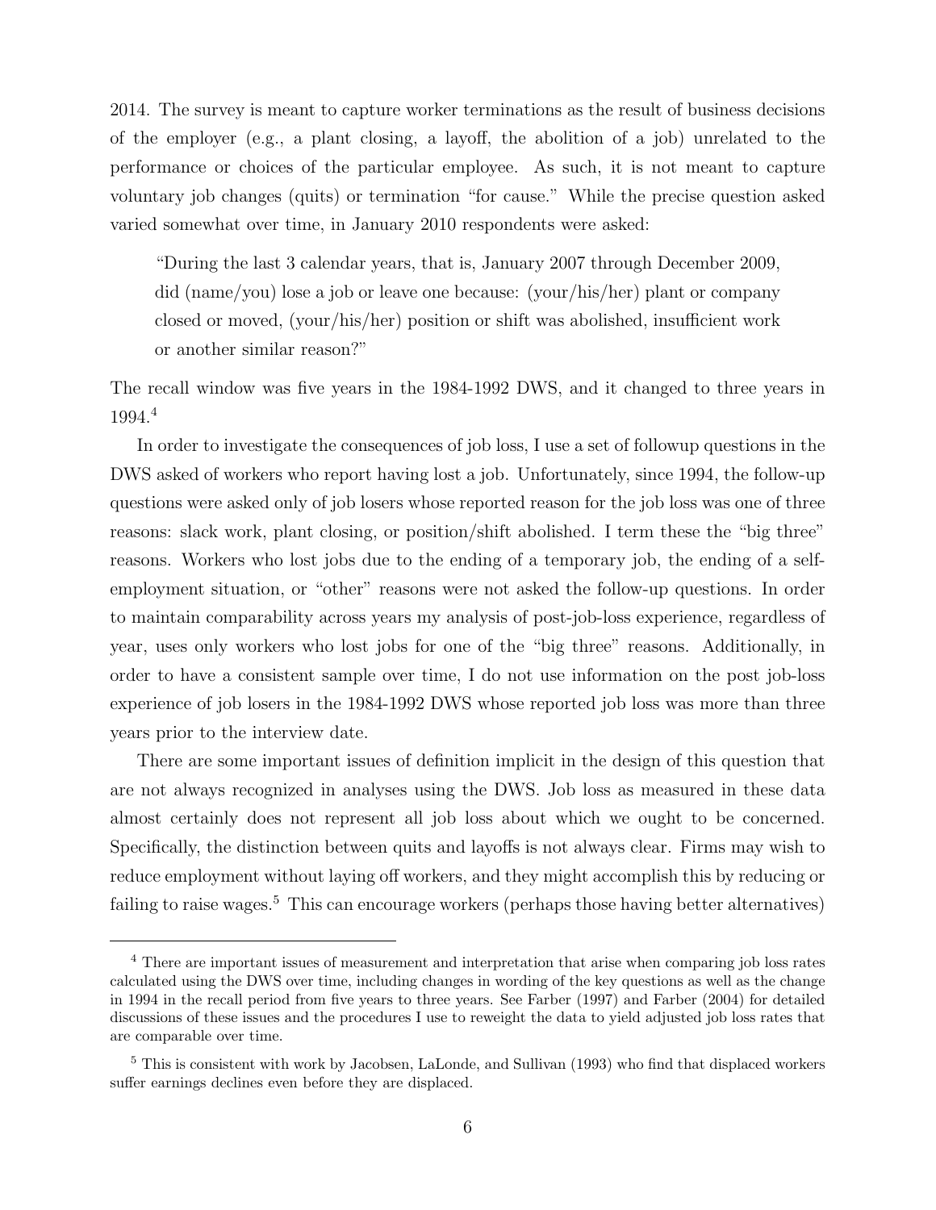2014. The survey is meant to capture worker terminations as the result of business decisions of the employer (e.g., a plant closing, a layoff, the abolition of a job) unrelated to the performance or choices of the particular employee. As such, it is not meant to capture voluntary job changes (quits) or termination "for cause." While the precise question asked varied somewhat over time, in January 2010 respondents were asked:

> "During the last 3 calendar years, that is, January 2007 through December 2009, did (name/you) lose a job or leave one because: (your/his/her) plant or company closed or moved, (your/his/her) position or shift was abolished, insufficient work or another similar reason?"

The recall window was five years in the 1984-1992 DWS, and it changed to three years in 1994.[4]

In order to investigate the consequences of job loss, I use a set of followup questions in the DWS asked of workers who report having lost a job. Unfortunately, since 1994, the follow-up questions were asked only of job losers whose reported reason for the job loss was one of three reasons: slack work, plant closing, or position/shift abolished. I term these the "big three" reasons. Workers who lost jobs due to the ending of a temporary job, the ending of a self-employment situation, or "other" reasons were not asked the follow-up questions. In order to maintain comparability across years my analysis of post-job-loss experience, regardless of year, uses only workers who lost jobs for one of the "big three" reasons. Additionally, in order to have a consistent sample over time, I do not use information on the post job-loss experience of job losers in the 1984-1992 DWS whose reported job loss was more than three years prior to the interview date.

There are some important issues of definition implicit in the design of this question that are not always recognized in analyses using the DWS. Job loss as measured in these data almost certainly does not represent all job loss about which we ought to be concerned. Specifically, the distinction between quits and layoffs is not always clear. Firms may wish to reduce employment without laying off workers, and they might accomplish this by reducing or failing to raise wages.[5] This can encourage workers (perhaps those having better alternatives)

---

[4] There are important issues of measurement and interpretation that arise when comparing job loss rates calculated using the DWS over time, including changes in wording of the key questions as well as the change in 1994 in the recall period from five years to three years. See Farber (1997) and Farber (2004) for detailed discussions of these issues and the procedures I use to reweight the data to yield adjusted job loss rates that are comparable over time.

[5] This is consistent with work by Jacobsen, LaLonde, and Sullivan (1993) who find that displaced workers suffer earnings declines even before they are displaced.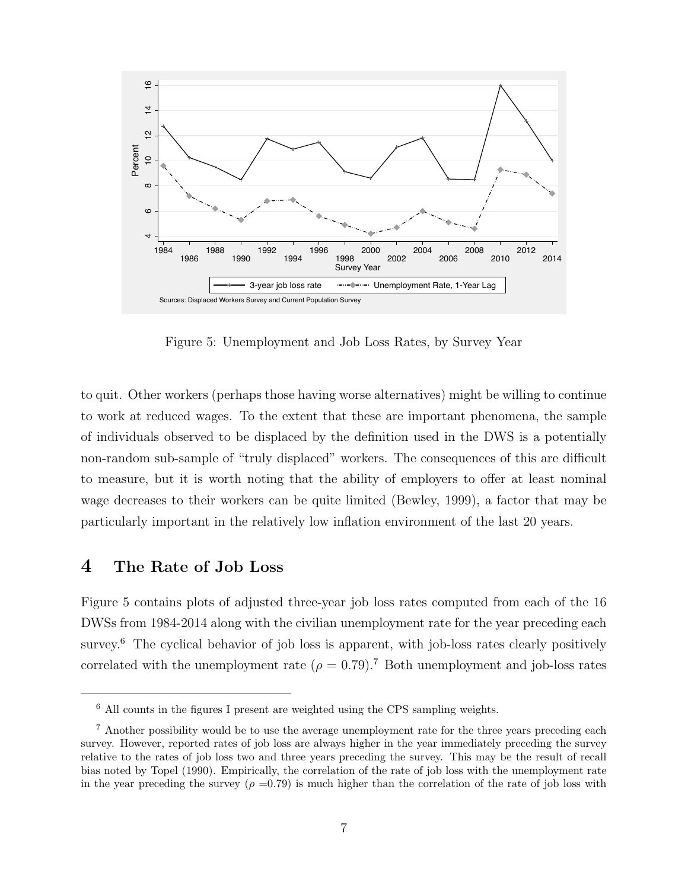Figure 5: Unemployment and Job Loss Rates, by Survey Year

to quit. Other workers (perhaps those having worse alternatives) might be willing to continue to work at reduced wages. To the extent that these are important phenomena, the sample of individuals observed to be displaced by the definition used in the DWS is a potentially non-random sub-sample of "truly displaced" workers. The consequences of this are difficult to measure, but it is worth noting that the ability of employers to offer at least nominal wage decreases to their workers can be quite limited (Bewley, 1999), a factor that may be particularly important in the relatively low inflation environment of the last 20 years.

## 4 The Rate of Job Loss

Figure 5 contains plots of adjusted three-year job loss rates computed from each of the 16 DWSs from 1984-2014 along with the civilian unemployment rate for the year preceding each survey.[6] The cyclical behavior of job loss is apparent, with job-loss rates clearly positively correlated with the unemployment rate ($\rho = 0.79$).[7] Both unemployment and job-loss rates

[6] All counts in the figures I present are weighted using the CPS sampling weights.

[7] Another possibility would be to use the average unemployment rate for the three years preceding each survey. However, reported rates of job loss are always higher in the year immediately preceding the survey relative to the rates of job loss two and three years preceding the survey. This may be the result of recall bias noted by Topel (1990). Empirically, the correlation of the rate of job loss with the unemployment rate in the year preceding the survey ($\rho = 0.79$) is much higher than the correlation of the rate of job loss with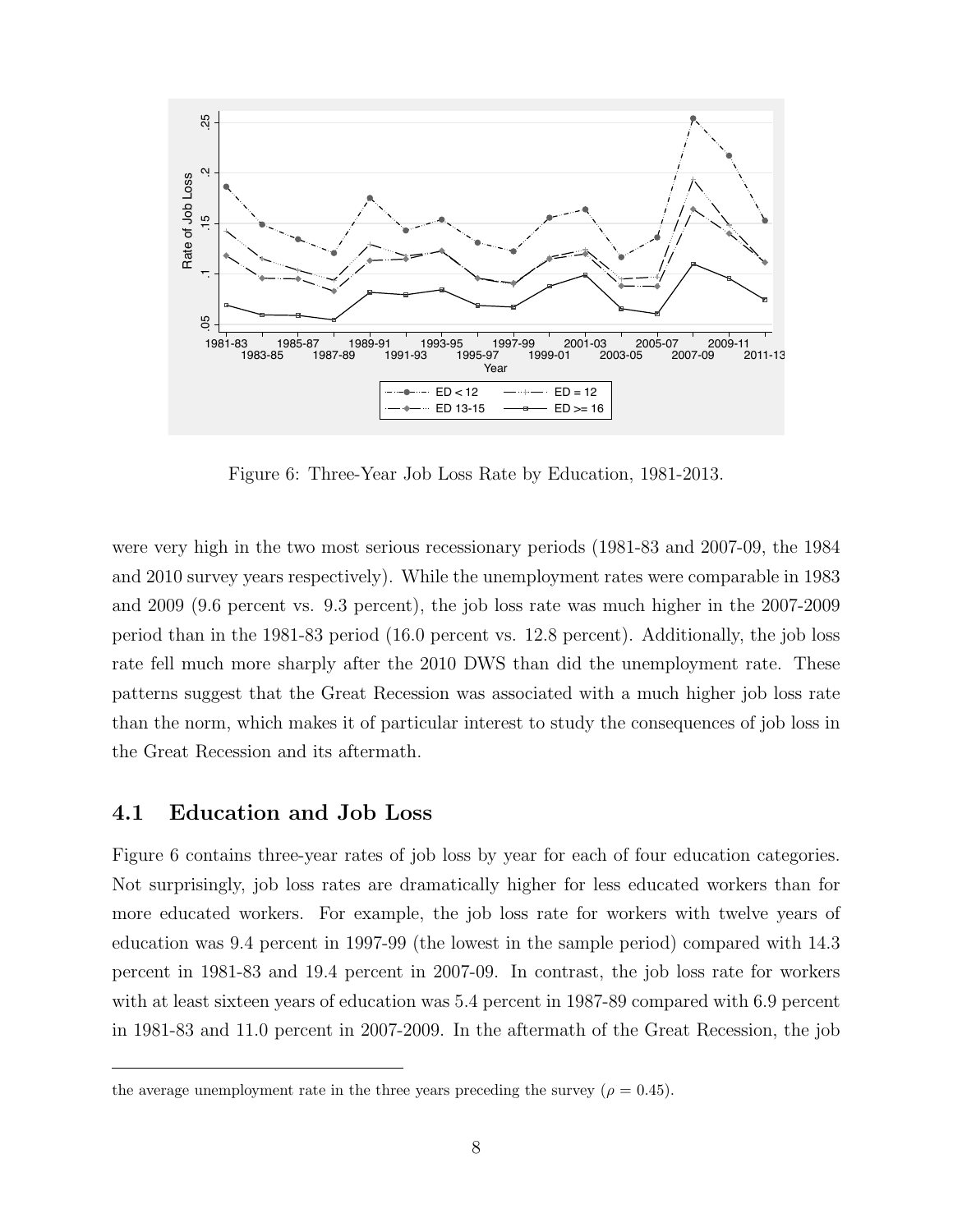Figure 6: Three-Year Job Loss Rate by Education, 1981-2013.

were very high in the two most serious recessionary periods (1981-83 and 2007-09, the 1984 and 2010 survey years respectively). While the unemployment rates were comparable in 1983 and 2009 (9.6 percent vs. 9.3 percent), the job loss rate was much higher in the 2007-2009 period than in the 1981-83 period (16.0 percent vs. 12.8 percent). Additionally, the job loss rate fell much more sharply after the 2010 DWS than did the unemployment rate. These patterns suggest that the Great Recession was associated with a much higher job loss rate than the norm, which makes it of particular interest to study the consequences of job loss in the Great Recession and its aftermath.

## 4.1 Education and Job Loss

Figure 6 contains three-year rates of job loss by year for each of four education categories. Not surprisingly, job loss rates are dramatically higher for less educated workers than for more educated workers. For example, the job loss rate for workers with twelve years of education was 9.4 percent in 1997-99 (the lowest in the sample period) compared with 14.3 percent in 1981-83 and 19.4 percent in 2007-09. In contrast, the job loss rate for workers with at least sixteen years of education was 5.4 percent in 1987-89 compared with 6.9 percent in 1981-83 and 11.0 percent in 2007-2009. In the aftermath of the Great Recession, the job

the average unemployment rate in the three years preceding the survey ($\rho = 0.45$).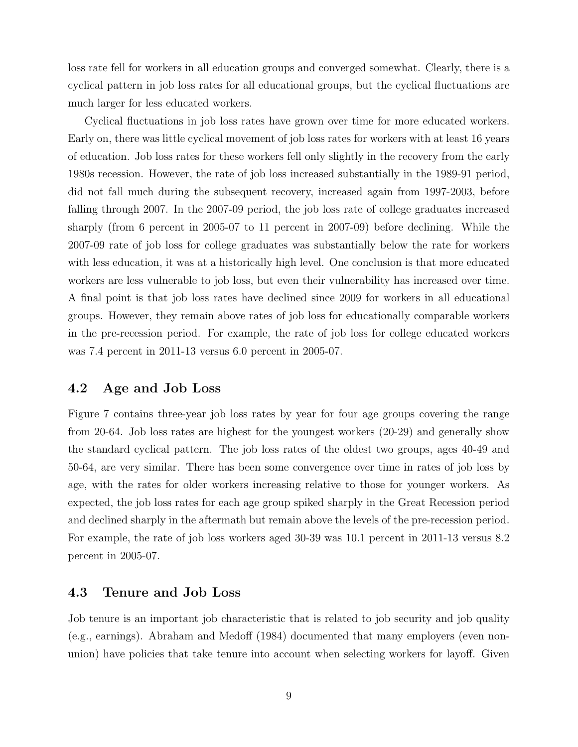loss rate fell for workers in all education groups and converged somewhat. Clearly, there is a cyclical pattern in job loss rates for all educational groups, but the cyclical fluctuations are much larger for less educated workers.

Cyclical fluctuations in job loss rates have grown over time for more educated workers. Early on, there was little cyclical movement of job loss rates for workers with at least 16 years of education. Job loss rates for these workers fell only slightly in the recovery from the early 1980s recession. However, the rate of job loss increased substantially in the 1989-91 period, did not fall much during the subsequent recovery, increased again from 1997-2003, before falling through 2007. In the 2007-09 period, the job loss rate of college graduates increased sharply (from 6 percent in 2005-07 to 11 percent in 2007-09) before declining. While the 2007-09 rate of job loss for college graduates was substantially below the rate for workers with less education, it was at a historically high level. One conclusion is that more educated workers are less vulnerable to job loss, but even their vulnerability has increased over time. A final point is that job loss rates have declined since 2009 for workers in all educational groups. However, they remain above rates of job loss for educationally comparable workers in the pre-recession period. For example, the rate of job loss for college educated workers was 7.4 percent in 2011-13 versus 6.0 percent in 2005-07.

## 4.2 Age and Job Loss

Figure 7 contains three-year job loss rates by year for four age groups covering the range from 20-64. Job loss rates are highest for the youngest workers (20-29) and generally show the standard cyclical pattern. The job loss rates of the oldest two groups, ages 40-49 and 50-64, are very similar. There has been some convergence over time in rates of job loss by age, with the rates for older workers increasing relative to those for younger workers. As expected, the job loss rates for each age group spiked sharply in the Great Recession period and declined sharply in the aftermath but remain above the levels of the pre-recession period. For example, the rate of job loss workers aged 30-39 was 10.1 percent in 2011-13 versus 8.2 percent in 2005-07.

## 4.3 Tenure and Job Loss

Job tenure is an important job characteristic that is related to job security and job quality (e.g., earnings). Abraham and Medoff (1984) documented that many employers (even non-union) have policies that take tenure into account when selecting workers for layoff. Given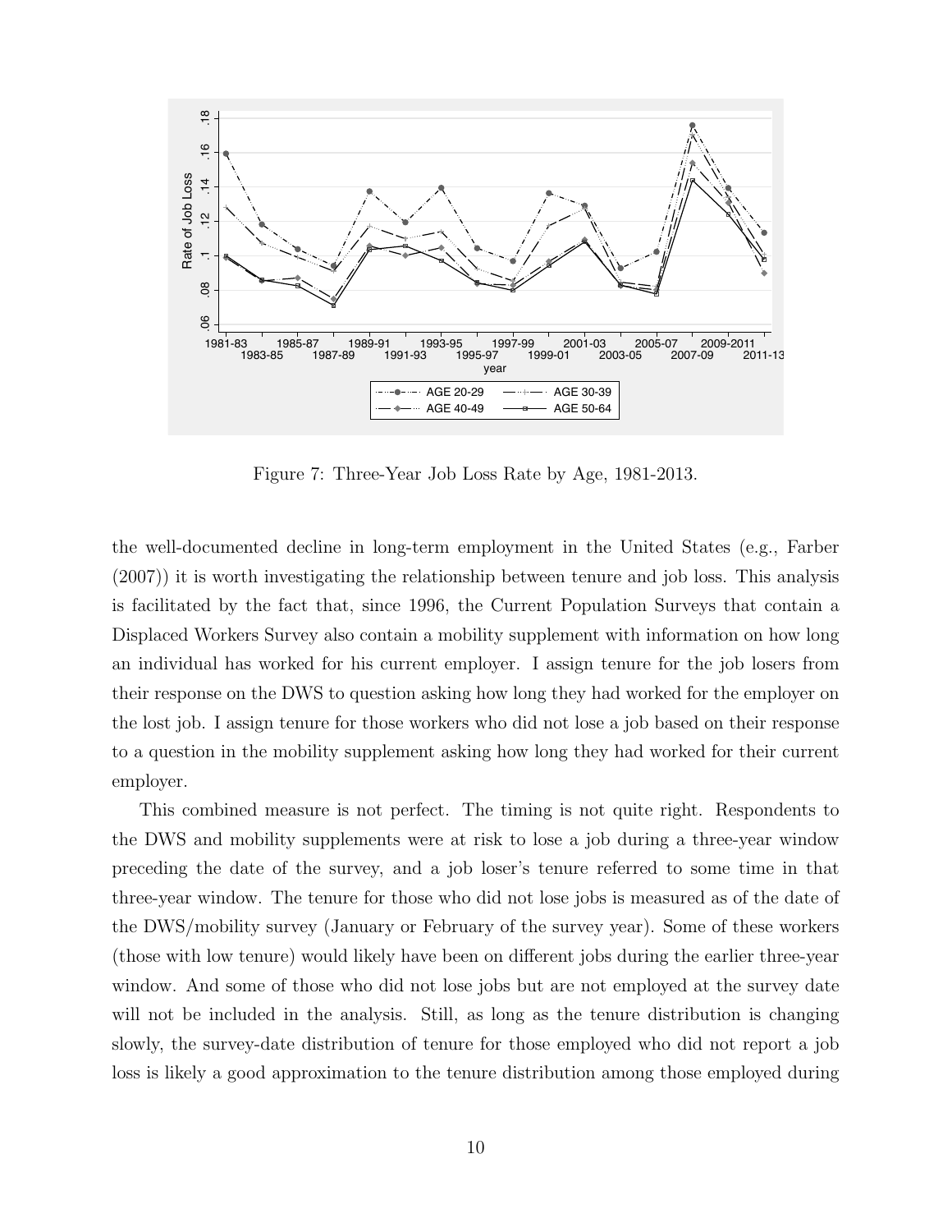Figure 7: Three-Year Job Loss Rate by Age, 1981-2013.

the well-documented decline in long-term employment in the United States (e.g., Farber (2007)) it is worth investigating the relationship between tenure and job loss. This analysis is facilitated by the fact that, since 1996, the Current Population Surveys that contain a Displaced Workers Survey also contain a mobility supplement with information on how long an individual has worked for his current employer. I assign tenure for the job losers from their response on the DWS to question asking how long they had worked for the employer on the lost job. I assign tenure for those workers who did not lose a job based on their response to a question in the mobility supplement asking how long they had worked for their current employer.

This combined measure is not perfect. The timing is not quite right. Respondents to the DWS and mobility supplements were at risk to lose a job during a three-year window preceding the date of the survey, and a job loser's tenure referred to some time in that three-year window. The tenure for those who did not lose jobs is measured as of the date of the DWS/mobility survey (January or February of the survey year). Some of these workers (those with low tenure) would likely have been on different jobs during the earlier three-year window. And some of those who did not lose jobs but are not employed at the survey date will not be included in the analysis. Still, as long as the tenure distribution is changing slowly, the survey-date distribution of tenure for those employed who did not report a job loss is likely a good approximation to the tenure distribution among those employed during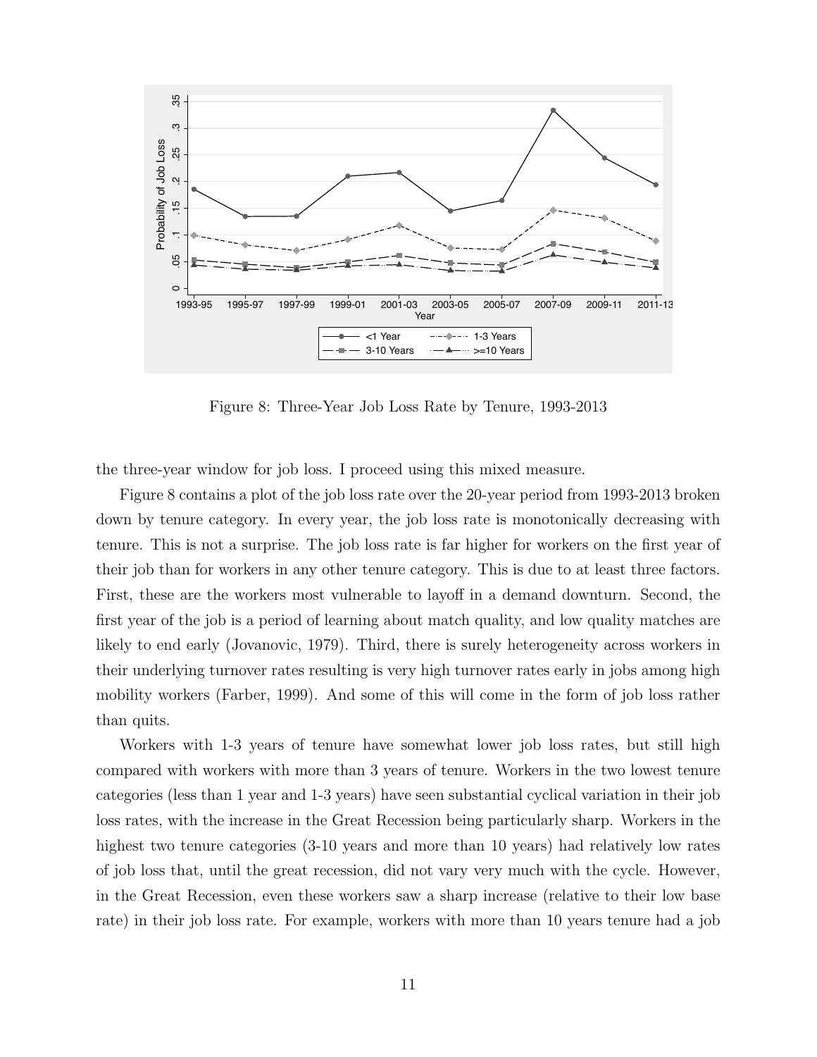Figure 8: Three-Year Job Loss Rate by Tenure, 1993-2013

the three-year window for job loss. I proceed using this mixed measure.

Figure 8 contains a plot of the job loss rate over the 20-year period from 1993-2013 broken down by tenure category. In every year, the job loss rate is monotonically decreasing with tenure. This is not a surprise. The job loss rate is far higher for workers on the first year of their job than for workers in any other tenure category. This is due to at least three factors. First, these are the workers most vulnerable to layoff in a demand downturn. Second, the first year of the job is a period of learning about match quality, and low quality matches are likely to end early (Jovanovic, 1979). Third, there is surely heterogeneity across workers in their underlying turnover rates resulting is very high turnover rates early in jobs among high mobility workers (Farber, 1999). And some of this will come in the form of job loss rather than quits.

Workers with 1-3 years of tenure have somewhat lower job loss rates, but still high compared with workers with more than 3 years of tenure. Workers in the two lowest tenure categories (less than 1 year and 1-3 years) have seen substantial cyclical variation in their job loss rates, with the increase in the Great Recession being particularly sharp. Workers in the highest two tenure categories (3-10 years and more than 10 years) had relatively low rates of job loss that, until the great recession, did not vary very much with the cycle. However, in the Great Recession, even these workers saw a sharp increase (relative to their low base rate) in their job loss rate. For example, workers with more than 10 years tenure had a job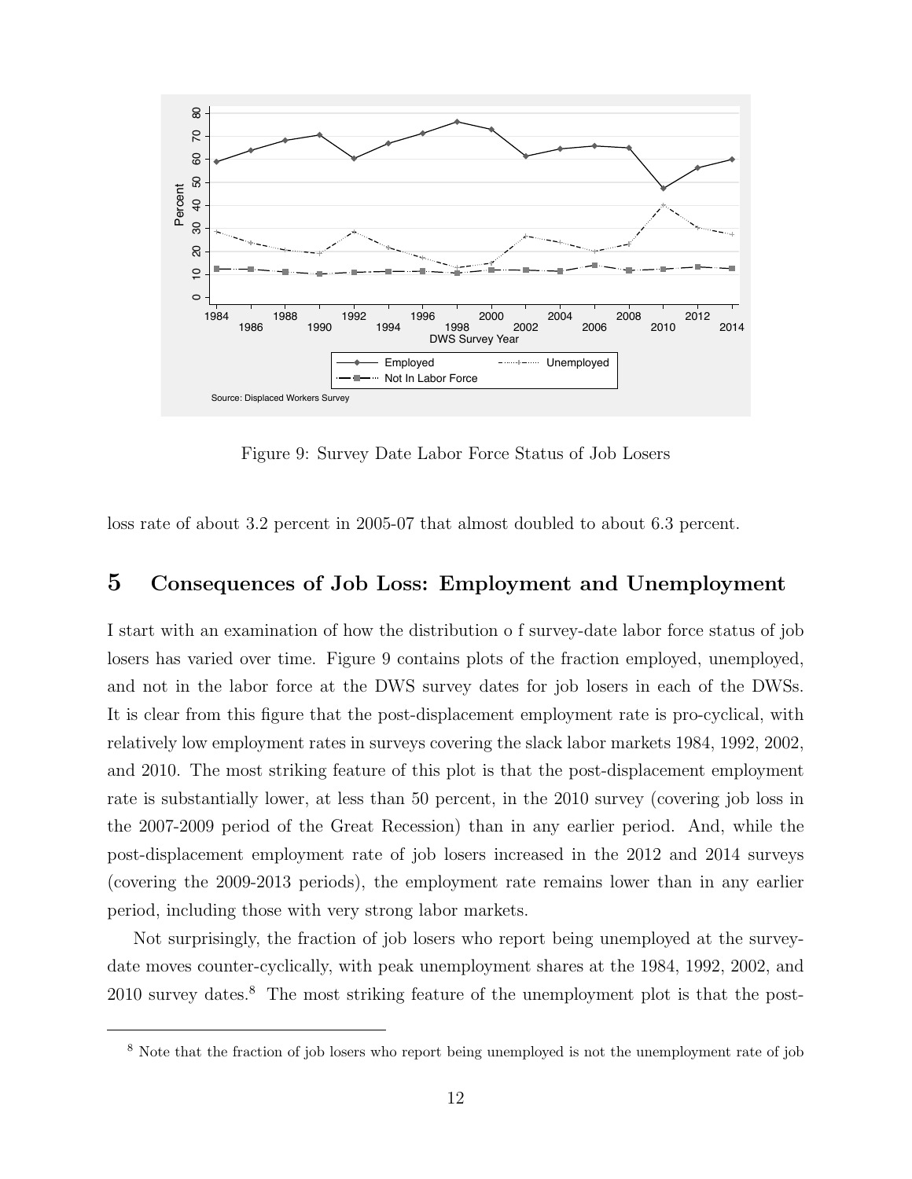Figure 9: Survey Date Labor Force Status of Job Losers

loss rate of about 3.2 percent in 2005-07 that almost doubled to about 6.3 percent.

## 5 Consequences of Job Loss: Employment and Unemployment

I start with an examination of how the distribution o f survey-date labor force status of job losers has varied over time. Figure 9 contains plots of the fraction employed, unemployed, and not in the labor force at the DWS survey dates for job losers in each of the DWSs. It is clear from this figure that the post-displacement employment rate is pro-cyclical, with relatively low employment rates in surveys covering the slack labor markets 1984, 1992, 2002, and 2010. The most striking feature of this plot is that the post-displacement employment rate is substantially lower, at less than 50 percent, in the 2010 survey (covering job loss in the 2007-2009 period of the Great Recession) than in any earlier period. And, while the post-displacement employment rate of job losers increased in the 2012 and 2014 surveys (covering the 2009-2013 periods), the employment rate remains lower than in any earlier period, including those with very strong labor markets.

Not surprisingly, the fraction of job losers who report being unemployed at the survey-date moves counter-cyclically, with peak unemployment shares at the 1984, 1992, 2002, and 2010 survey dates.[8] The most striking feature of the unemployment plot is that the post-

[8] Note that the fraction of job losers who report being unemployed is not the unemployment rate of job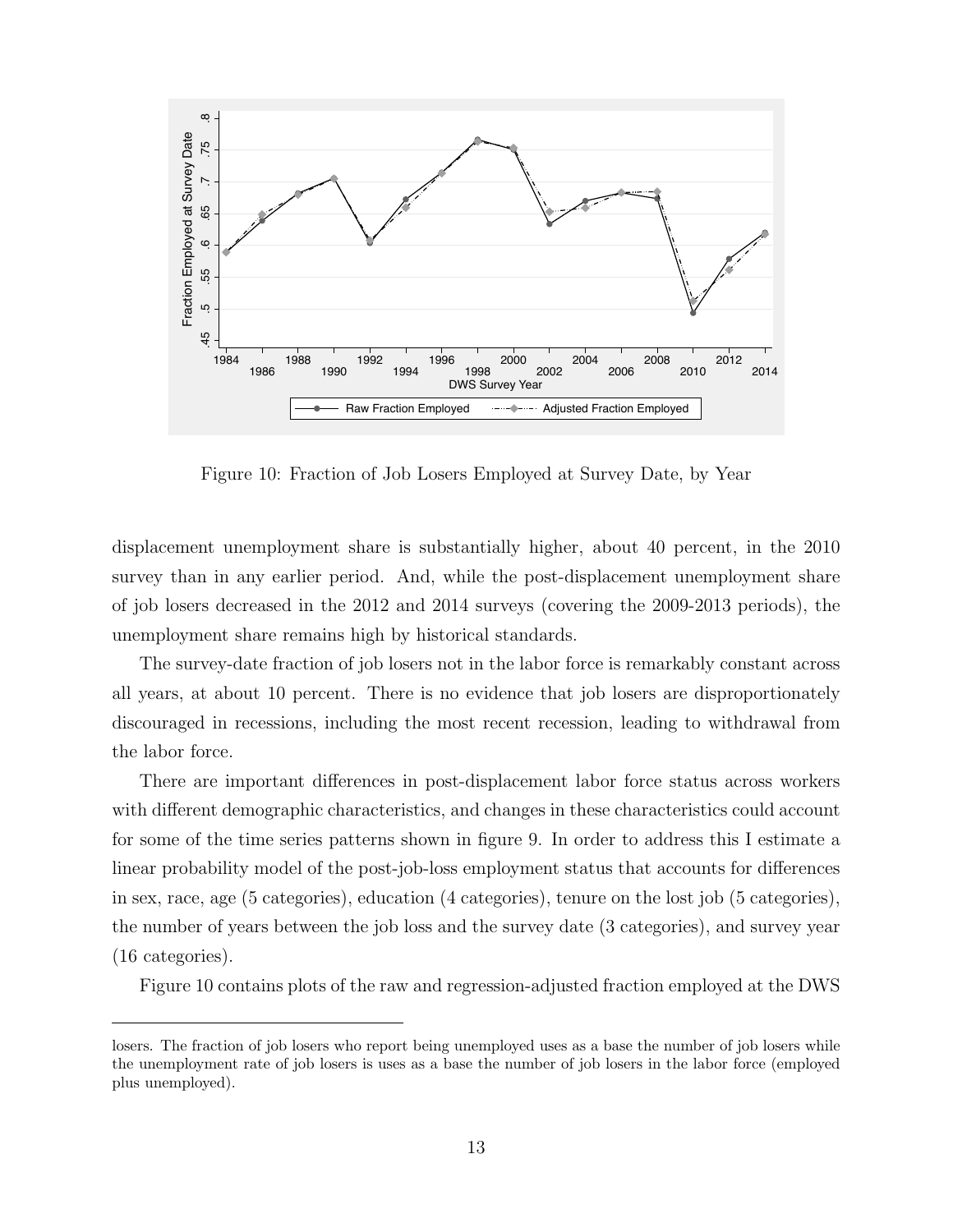Figure 10: Fraction of Job Losers Employed at Survey Date, by Year

displacement unemployment share is substantially higher, about 40 percent, in the 2010 survey than in any earlier period. And, while the post-displacement unemployment share of job losers decreased in the 2012 and 2014 surveys (covering the 2009-2013 periods), the unemployment share remains high by historical standards.

The survey-date fraction of job losers not in the labor force is remarkably constant across all years, at about 10 percent. There is no evidence that job losers are disproportionately discouraged in recessions, including the most recent recession, leading to withdrawal from the labor force.

There are important differences in post-displacement labor force status across workers with different demographic characteristics, and changes in these characteristics could account for some of the time series patterns shown in figure 9. In order to address this I estimate a linear probability model of the post-job-loss employment status that accounts for differences in sex, race, age (5 categories), education (4 categories), tenure on the lost job (5 categories), the number of years between the job loss and the survey date (3 categories), and survey year (16 categories).

Figure 10 contains plots of the raw and regression-adjusted fraction employed at the DWS

---

losers. The fraction of job losers who report being unemployed uses as a base the number of job losers while the unemployment rate of job losers is uses as a base the number of job losers in the labor force (employed plus unemployed).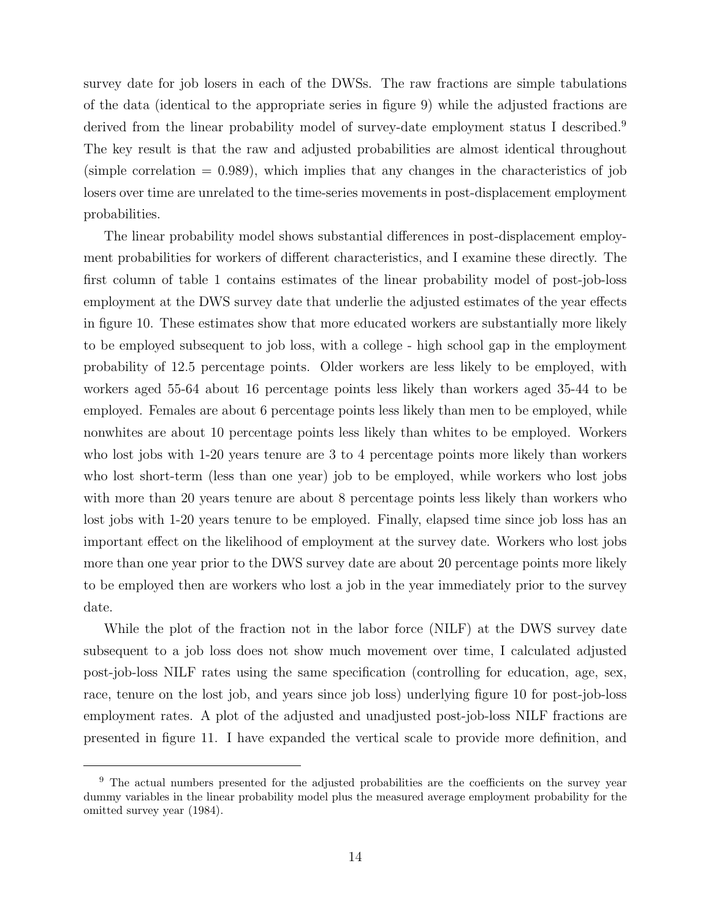survey date for job losers in each of the DWSs. The raw fractions are simple tabulations of the data (identical to the appropriate series in figure 9) while the adjusted fractions are derived from the linear probability model of survey-date employment status I described.[9] The key result is that the raw and adjusted probabilities are almost identical throughout (simple correlation = 0.989), which implies that any changes in the characteristics of job losers over time are unrelated to the time-series movements in post-displacement employment probabilities.

The linear probability model shows substantial differences in post-displacement employment probabilities for workers of different characteristics, and I examine these directly. The first column of table 1 contains estimates of the linear probability model of post-job-loss employment at the DWS survey date that underlie the adjusted estimates of the year effects in figure 10. These estimates show that more educated workers are substantially more likely to be employed subsequent to job loss, with a college - high school gap in the employment probability of 12.5 percentage points. Older workers are less likely to be employed, with workers aged 55-64 about 16 percentage points less likely than workers aged 35-44 to be employed. Females are about 6 percentage points less likely than men to be employed, while nonwhites are about 10 percentage points less likely than whites to be employed. Workers who lost jobs with 1-20 years tenure are 3 to 4 percentage points more likely than workers who lost short-term (less than one year) job to be employed, while workers who lost jobs with more than 20 years tenure are about 8 percentage points less likely than workers who lost jobs with 1-20 years tenure to be employed. Finally, elapsed time since job loss has an important effect on the likelihood of employment at the survey date. Workers who lost jobs more than one year prior to the DWS survey date are about 20 percentage points more likely to be employed then are workers who lost a job in the year immediately prior to the survey date.

While the plot of the fraction not in the labor force (NILF) at the DWS survey date subsequent to a job loss does not show much movement over time, I calculated adjusted post-job-loss NILF rates using the same specification (controlling for education, age, sex, race, tenure on the lost job, and years since job loss) underlying figure 10 for post-job-loss employment rates. A plot of the adjusted and unadjusted post-job-loss NILF fractions are presented in figure 11. I have expanded the vertical scale to provide more definition, and

---

[9] The actual numbers presented for the adjusted probabilities are the coefficients on the survey year dummy variables in the linear probability model plus the measured average employment probability for the omitted survey year (1984).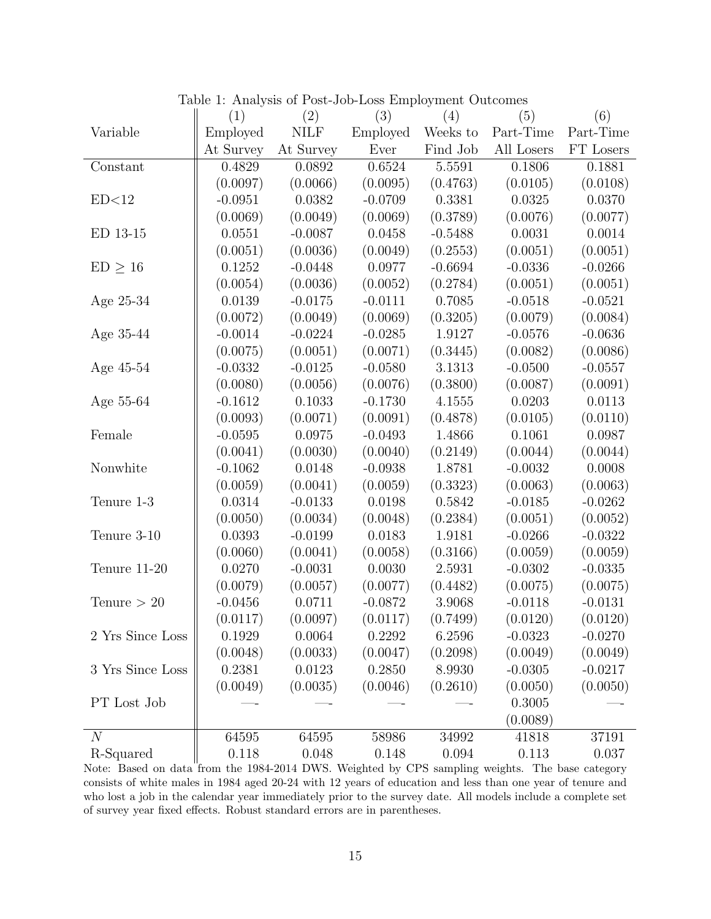Table 1: Analysis of Post-Job-Loss Employment Outcomes

| Variable | (1) Employed At Survey | (2) NILF At Survey | (3) Employed Ever | (4) Weeks to Find Job | (5) Part-Time All Losers | (6) Part-Time FT Losers |
|---|---|---|---|---|---|---|
| Constant | 0.4829 | 0.0892 | 0.6524 | 5.5591 | 0.1806 | 0.1881 |
| | (0.0097) | (0.0066) | (0.0095) | (0.4763) | (0.0105) | (0.0108) |
| ED<12 | -0.0951 | 0.0382 | -0.0709 | 0.3381 | 0.0325 | 0.0370 |
| | (0.0069) | (0.0049) | (0.0069) | (0.3789) | (0.0076) | (0.0077) |
| ED 13-15 | 0.0551 | -0.0087 | 0.0458 | -0.5488 | 0.0031 | 0.0014 |
| | (0.0051) | (0.0036) | (0.0049) | (0.2553) | (0.0051) | (0.0051) |
| ED $\geq$ 16 | 0.1252 | -0.0448 | 0.0977 | -0.6694 | -0.0336 | -0.0266 |
| | (0.0054) | (0.0036) | (0.0052) | (0.2784) | (0.0051) | (0.0051) |
| Age 25-34 | 0.0139 | -0.0175 | -0.0111 | 0.7085 | -0.0518 | -0.0521 |
| | (0.0072) | (0.0049) | (0.0069) | (0.3205) | (0.0079) | (0.0084) |
| Age 35-44 | -0.0014 | -0.0224 | -0.0285 | 1.9127 | -0.0576 | -0.0636 |
| | (0.0075) | (0.0051) | (0.0071) | (0.3445) | (0.0082) | (0.0086) |
| Age 45-54 | -0.0332 | -0.0125 | -0.0580 | 3.1313 | -0.0500 | -0.0557 |
| | (0.0080) | (0.0056) | (0.0076) | (0.3800) | (0.0087) | (0.0091) |
| Age 55-64 | -0.1612 | 0.1033 | -0.1730 | 4.1555 | 0.0203 | 0.0113 |
| | (0.0093) | (0.0071) | (0.0091) | (0.4878) | (0.0105) | (0.0110) |
| Female | -0.0595 | 0.0975 | -0.0493 | 1.4866 | 0.1061 | 0.0987 |
| | (0.0041) | (0.0030) | (0.0040) | (0.2149) | (0.0044) | (0.0044) |
| Nonwhite | -0.1062 | 0.0148 | -0.0938 | 1.8781 | -0.0032 | 0.0008 |
| | (0.0059) | (0.0041) | (0.0059) | (0.3323) | (0.0063) | (0.0063) |
| Tenure 1-3 | 0.0314 | -0.0133 | 0.0198 | 0.5842 | -0.0185 | -0.0262 |
| | (0.0050) | (0.0034) | (0.0048) | (0.2384) | (0.0051) | (0.0052) |
| Tenure 3-10 | 0.0393 | -0.0199 | 0.0183 | 1.9181 | -0.0266 | -0.0322 |
| | (0.0060) | (0.0041) | (0.0058) | (0.3166) | (0.0059) | (0.0059) |
| Tenure 11-20 | 0.0270 | -0.0031 | 0.0030 | 2.5931 | -0.0302 | -0.0335 |
| | (0.0079) | (0.0057) | (0.0077) | (0.4482) | (0.0075) | (0.0075) |
| Tenure > 20 | -0.0456 | 0.0711 | -0.0872 | 3.9068 | -0.0118 | -0.0131 |
| | (0.0117) | (0.0097) | (0.0117) | (0.7499) | (0.0120) | (0.0120) |
| 2 Yrs Since Loss | 0.1929 | 0.0064 | 0.2292 | 6.2596 | -0.0323 | -0.0270 |
| | (0.0048) | (0.0033) | (0.0047) | (0.2098) | (0.0049) | (0.0049) |
| 3 Yrs Since Loss | 0.2381 | 0.0123 | 0.2850 | 8.9930 | -0.0305 | -0.0217 |
| | (0.0049) | (0.0035) | (0.0046) | (0.2610) | (0.0050) | (0.0050) |
| PT Lost Job | — | — | — | — | 0.3005 | — |
| | | | | | (0.0089) | |
| $N$ | 64595 | 64595 | 58986 | 34992 | 41818 | 37191 |
| R-Squared | 0.118 | 0.048 | 0.148 | 0.094 | 0.113 | 0.037 |

Note: Based on data from the 1984-2014 DWS. Weighted by CPS sampling weights. The base category consists of white males in 1984 aged 20-24 with 12 years of education and less than one year of tenure and who lost a job in the calendar year immediately prior to the survey date. All models include a complete set of survey year fixed effects. Robust standard errors are in parentheses.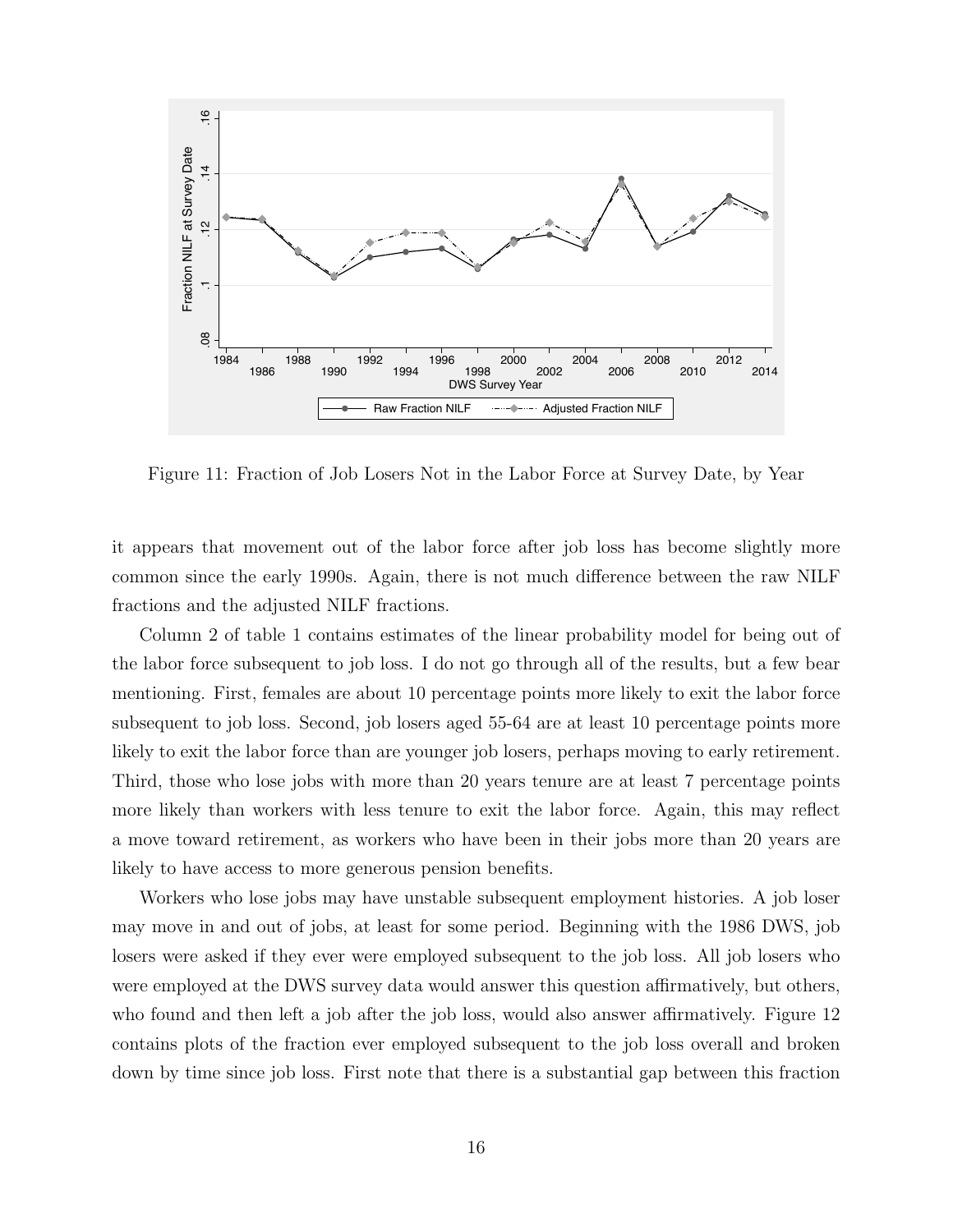Figure 11: Fraction of Job Losers Not in the Labor Force at Survey Date, by Year

it appears that movement out of the labor force after job loss has become slightly more common since the early 1990s. Again, there is not much difference between the raw NILF fractions and the adjusted NILF fractions.

Column 2 of table 1 contains estimates of the linear probability model for being out of the labor force subsequent to job loss. I do not go through all of the results, but a few bear mentioning. First, females are about 10 percentage points more likely to exit the labor force subsequent to job loss. Second, job losers aged 55-64 are at least 10 percentage points more likely to exit the labor force than are younger job losers, perhaps moving to early retirement. Third, those who lose jobs with more than 20 years tenure are at least 7 percentage points more likely than workers with less tenure to exit the labor force. Again, this may reflect a move toward retirement, as workers who have been in their jobs more than 20 years are likely to have access to more generous pension benefits.

Workers who lose jobs may have unstable subsequent employment histories. A job loser may move in and out of jobs, at least for some period. Beginning with the 1986 DWS, job losers were asked if they ever were employed subsequent to the job loss. All job losers who were employed at the DWS survey data would answer this question affirmatively, but others, who found and then left a job after the job loss, would also answer affirmatively. Figure 12 contains plots of the fraction ever employed subsequent to the job loss overall and broken down by time since job loss. First note that there is a substantial gap between this fraction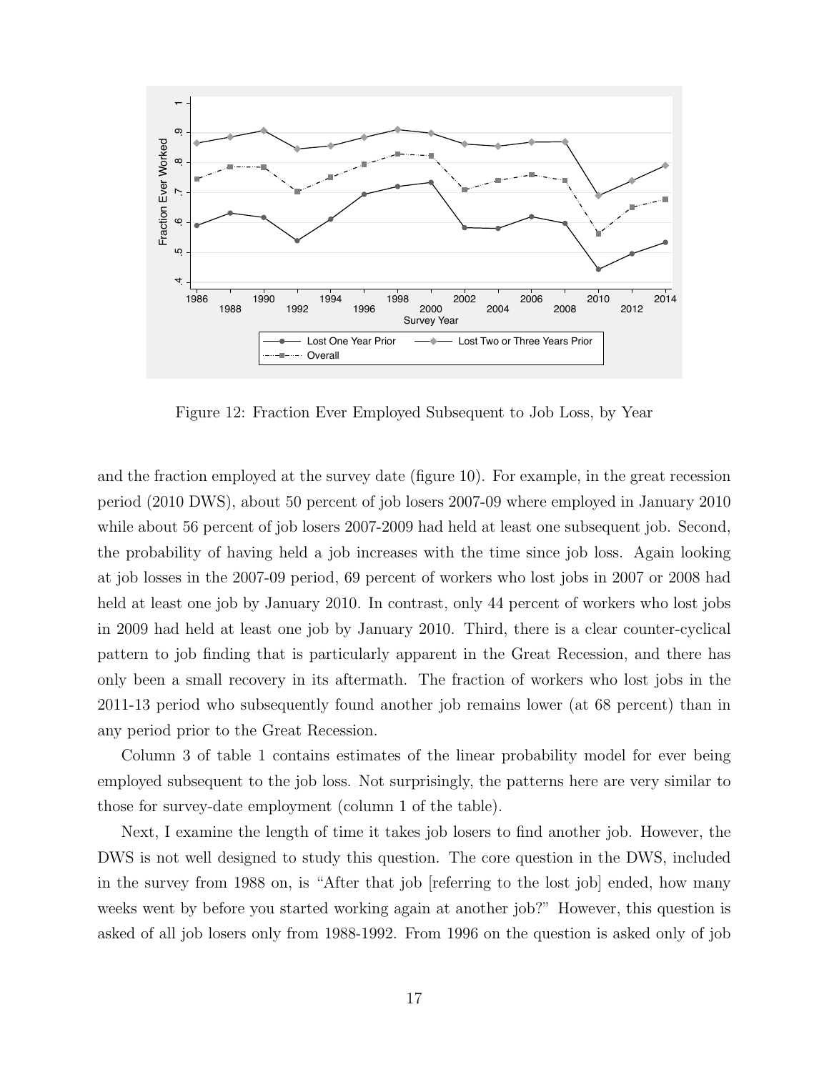Figure 12: Fraction Ever Employed Subsequent to Job Loss, by Year

and the fraction employed at the survey date (figure 10). For example, in the great recession period (2010 DWS), about 50 percent of job losers 2007-09 where employed in January 2010 while about 56 percent of job losers 2007-2009 had held at least one subsequent job. Second, the probability of having held a job increases with the time since job loss. Again looking at job losses in the 2007-09 period, 69 percent of workers who lost jobs in 2007 or 2008 had held at least one job by January 2010. In contrast, only 44 percent of workers who lost jobs in 2009 had held at least one job by January 2010. Third, there is a clear counter-cyclical pattern to job finding that is particularly apparent in the Great Recession, and there has only been a small recovery in its aftermath. The fraction of workers who lost jobs in the 2011-13 period who subsequently found another job remains lower (at 68 percent) than in any period prior to the Great Recession.

Column 3 of table 1 contains estimates of the linear probability model for ever being employed subsequent to the job loss. Not surprisingly, the patterns here are very similar to those for survey-date employment (column 1 of the table).

Next, I examine the length of time it takes job losers to find another job. However, the DWS is not well designed to study this question. The core question in the DWS, included in the survey from 1988 on, is "After that job [referring to the lost job] ended, how many weeks went by before you started working again at another job?" However, this question is asked of all job losers only from 1988-1992. From 1996 on the question is asked only of job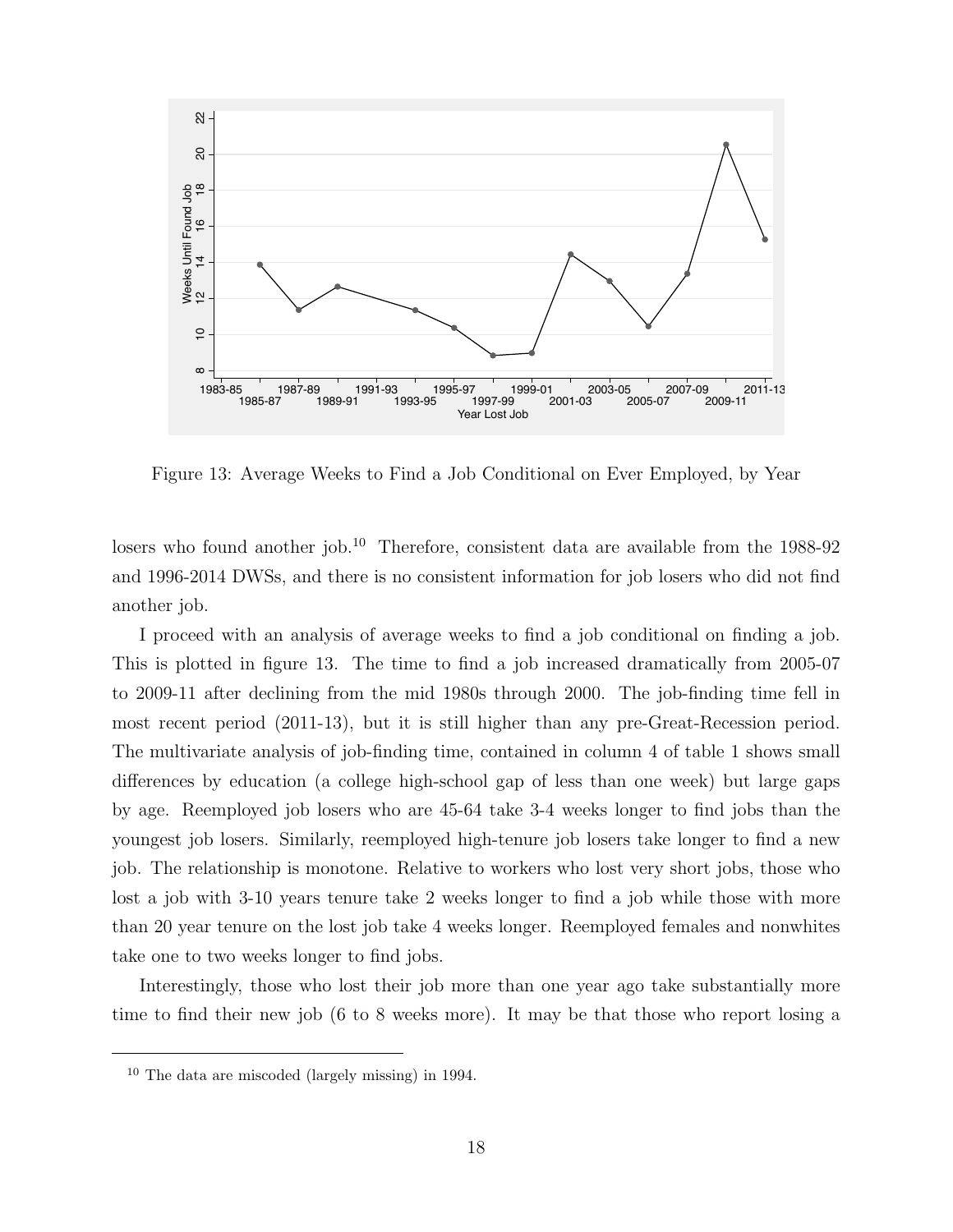Figure 13: Average Weeks to Find a Job Conditional on Ever Employed, by Year

losers who found another job.[10] Therefore, consistent data are available from the 1988-92 and 1996-2014 DWSs, and there is no consistent information for job losers who did not find another job.

I proceed with an analysis of average weeks to find a job conditional on finding a job. This is plotted in figure 13. The time to find a job increased dramatically from 2005-07 to 2009-11 after declining from the mid 1980s through 2000. The job-finding time fell in most recent period (2011-13), but it is still higher than any pre-Great-Recession period. The multivariate analysis of job-finding time, contained in column 4 of table 1 shows small differences by education (a college high-school gap of less than one week) but large gaps by age. Reemployed job losers who are 45-64 take 3-4 weeks longer to find jobs than the youngest job losers. Similarly, reemployed high-tenure job losers take longer to find a new job. The relationship is monotone. Relative to workers who lost very short jobs, those who lost a job with 3-10 years tenure take 2 weeks longer to find a job while those with more than 20 year tenure on the lost job take 4 weeks longer. Reemployed females and nonwhites take one to two weeks longer to find jobs.

Interestingly, those who lost their job more than one year ago take substantially more time to find their new job (6 to 8 weeks more). It may be that those who report losing a

[10] The data are miscoded (largely missing) in 1994.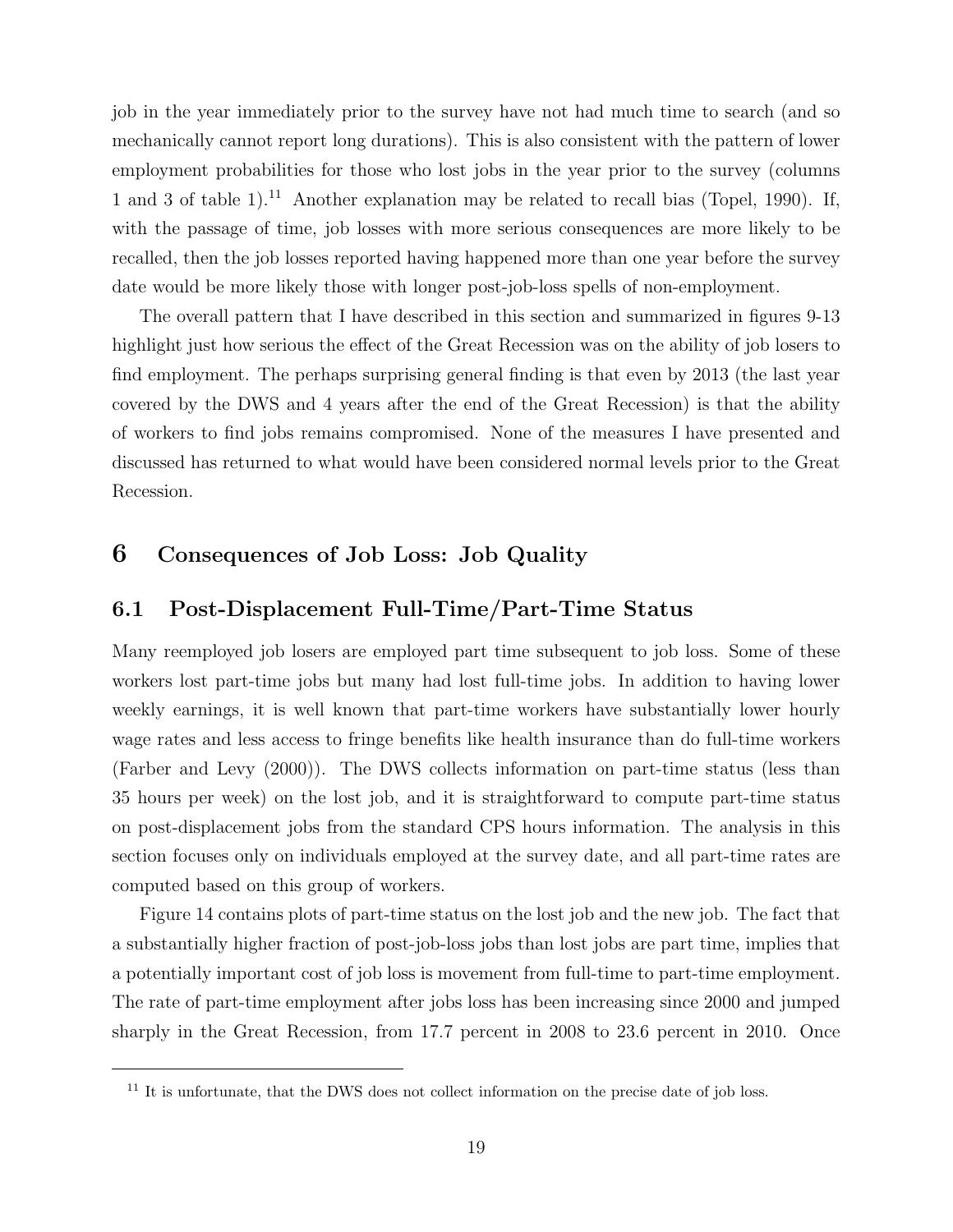job in the year immediately prior to the survey have not had much time to search (and so mechanically cannot report long durations). This is also consistent with the pattern of lower employment probabilities for those who lost jobs in the year prior to the survey (columns 1 and 3 of table 1).[11] Another explanation may be related to recall bias (Topel, 1990). If, with the passage of time, job losses with more serious consequences are more likely to be recalled, then the job losses reported having happened more than one year before the survey date would be more likely those with longer post-job-loss spells of non-employment.

The overall pattern that I have described in this section and summarized in figures 9-13 highlight just how serious the effect of the Great Recession was on the ability of job losers to find employment. The perhaps surprising general finding is that even by 2013 (the last year covered by the DWS and 4 years after the end of the Great Recession) is that the ability of workers to find jobs remains compromised. None of the measures I have presented and discussed has returned to what would have been considered normal levels prior to the Great Recession.

# 6 Consequences of Job Loss: Job Quality

## 6.1 Post-Displacement Full-Time/Part-Time Status

Many reemployed job losers are employed part time subsequent to job loss. Some of these workers lost part-time jobs but many had lost full-time jobs. In addition to having lower weekly earnings, it is well known that part-time workers have substantially lower hourly wage rates and less access to fringe benefits like health insurance than do full-time workers (Farber and Levy (2000)). The DWS collects information on part-time status (less than 35 hours per week) on the lost job, and it is straightforward to compute part-time status on post-displacement jobs from the standard CPS hours information. The analysis in this section focuses only on individuals employed at the survey date, and all part-time rates are computed based on this group of workers.

Figure 14 contains plots of part-time status on the lost job and the new job. The fact that a substantially higher fraction of post-job-loss jobs than lost jobs are part time, implies that a potentially important cost of job loss is movement from full-time to part-time employment. The rate of part-time employment after jobs loss has been increasing since 2000 and jumped sharply in the Great Recession, from 17.7 percent in 2008 to 23.6 percent in 2010. Once

[11] It is unfortunate, that the DWS does not collect information on the precise date of job loss.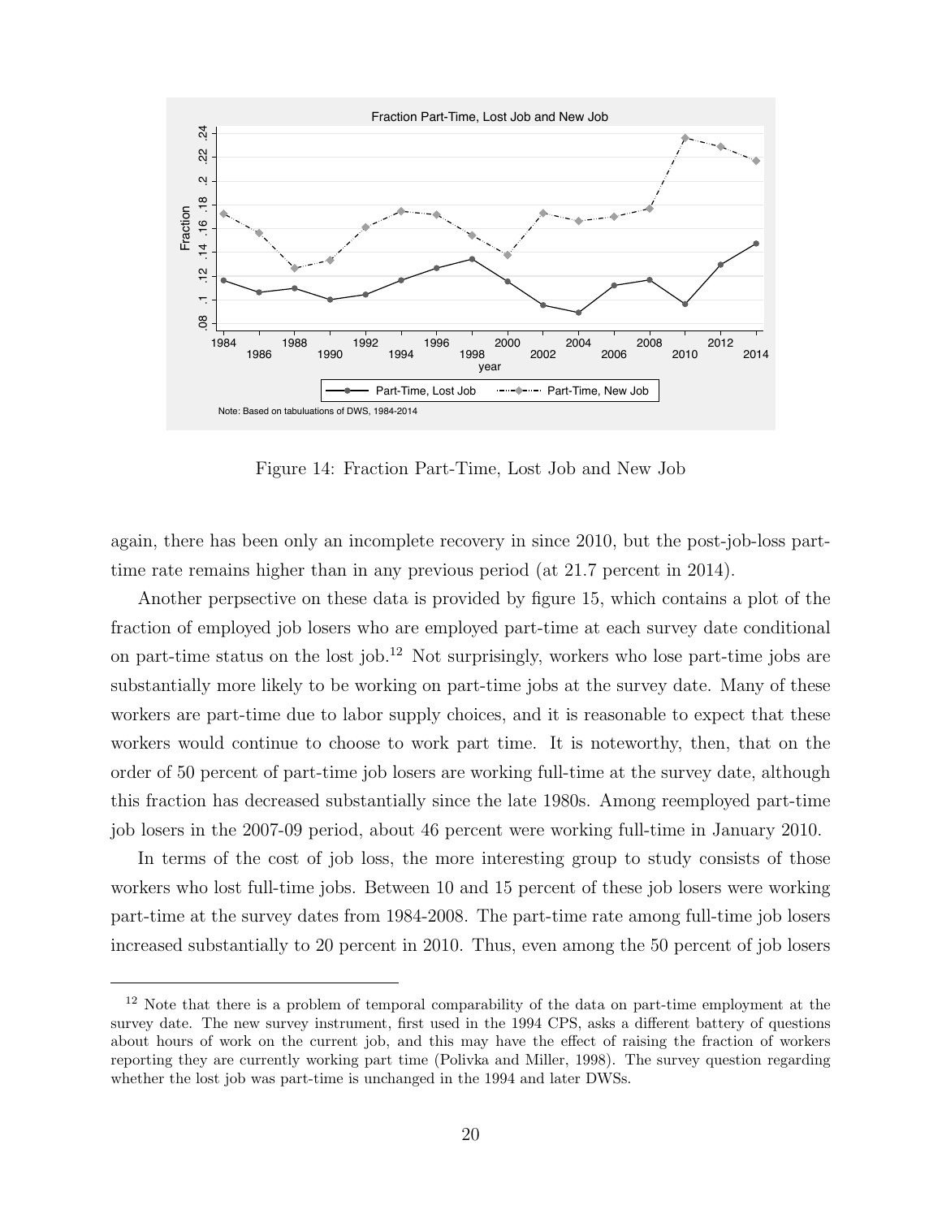Figure 14: Fraction Part-Time, Lost Job and New Job

again, there has been only an incomplete recovery in since 2010, but the post-job-loss part-time rate remains higher than in any previous period (at 21.7 percent in 2014).

Another perpsective on these data is provided by figure 15, which contains a plot of the fraction of employed job losers who are employed part-time at each survey date conditional on part-time status on the lost job.[12] Not surprisingly, workers who lose part-time jobs are substantially more likely to be working on part-time jobs at the survey date. Many of these workers are part-time due to labor supply choices, and it is reasonable to expect that these workers would continue to choose to work part time. It is noteworthy, then, that on the order of 50 percent of part-time job losers are working full-time at the survey date, although this fraction has decreased substantially since the late 1980s. Among reemployed part-time job losers in the 2007-09 period, about 46 percent were working full-time in January 2010.

In terms of the cost of job loss, the more interesting group to study consists of those workers who lost full-time jobs. Between 10 and 15 percent of these job losers were working part-time at the survey dates from 1984-2008. The part-time rate among full-time job losers increased substantially to 20 percent in 2010. Thus, even among the 50 percent of job losers

[12] Note that there is a problem of temporal comparability of the data on part-time employment at the survey date. The new survey instrument, first used in the 1994 CPS, asks a different battery of questions about hours of work on the current job, and this may have the effect of raising the fraction of workers reporting they are currently working part time (Polivka and Miller, 1998). The survey question regarding whether the lost job was part-time is unchanged in the 1994 and later DWSs.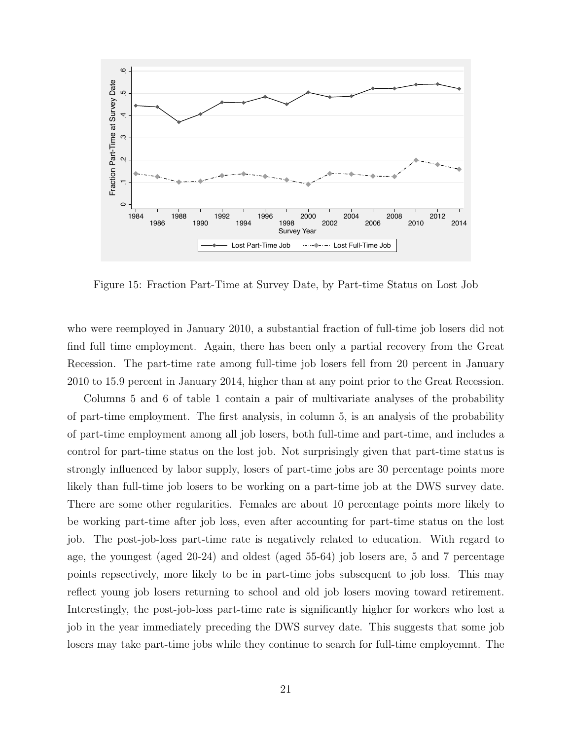Figure 15: Fraction Part-Time at Survey Date, by Part-time Status on Lost Job

who were reemployed in January 2010, a substantial fraction of full-time job losers did not find full time employment. Again, there has been only a partial recovery from the Great Recession. The part-time rate among full-time job losers fell from 20 percent in January 2010 to 15.9 percent in January 2014, higher than at any point prior to the Great Recession.

Columns 5 and 6 of table 1 contain a pair of multivariate analyses of the probability of part-time employment. The first analysis, in column 5, is an analysis of the probability of part-time employment among all job losers, both full-time and part-time, and includes a control for part-time status on the lost job. Not surprisingly given that part-time status is strongly influenced by labor supply, losers of part-time jobs are 30 percentage points more likely than full-time job losers to be working on a part-time job at the DWS survey date. There are some other regularities. Females are about 10 percentage points more likely to be working part-time after job loss, even after accounting for part-time status on the lost job. The post-job-loss part-time rate is negatively related to education. With regard to age, the youngest (aged 20-24) and oldest (aged 55-64) job losers are, 5 and 7 percentage points repsectively, more likely to be in part-time jobs subsequent to job loss. This may reflect young job losers returning to school and old job losers moving toward retirement. Interestingly, the post-job-loss part-time rate is significantly higher for workers who lost a job in the year immediately preceding the DWS survey date. This suggests that some job losers may take part-time jobs while they continue to search for full-time employeemnt. The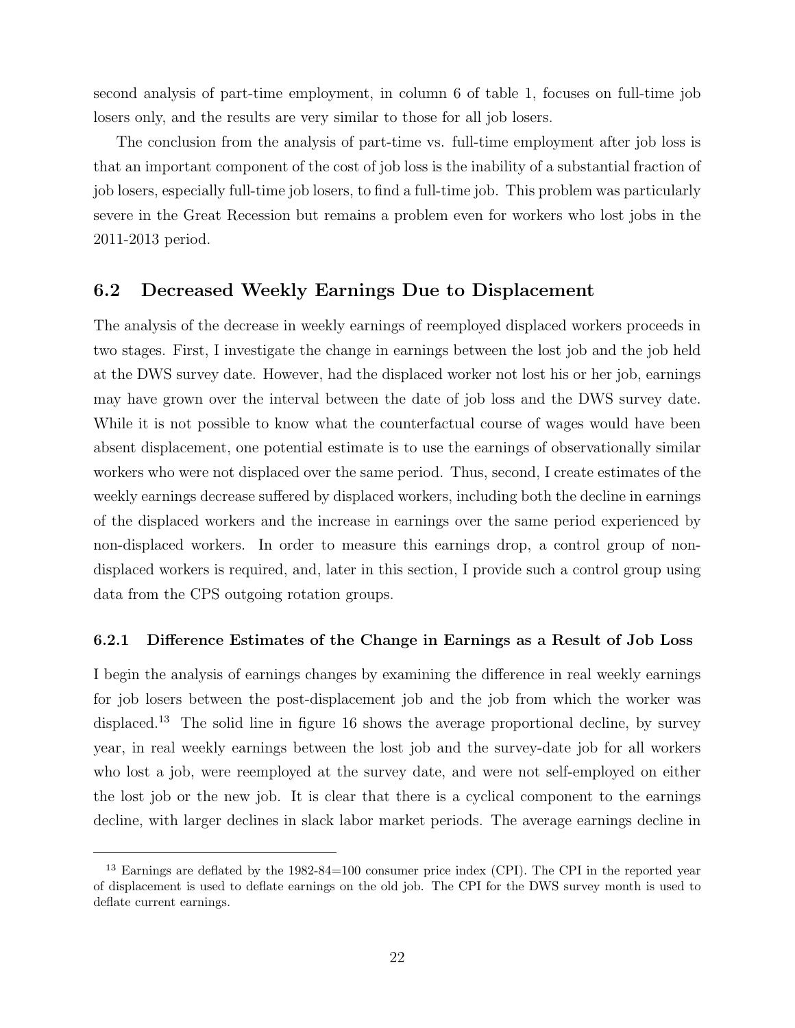second analysis of part-time employment, in column 6 of table 1, focuses on full-time job losers only, and the results are very similar to those for all job losers.

The conclusion from the analysis of part-time vs. full-time employment after job loss is that an important component of the cost of job loss is the inability of a substantial fraction of job losers, especially full-time job losers, to find a full-time job. This problem was particularly severe in the Great Recession but remains a problem even for workers who lost jobs in the 2011-2013 period.

## 6.2 Decreased Weekly Earnings Due to Displacement

The analysis of the decrease in weekly earnings of reemployed displaced workers proceeds in two stages. First, I investigate the change in earnings between the lost job and the job held at the DWS survey date. However, had the displaced worker not lost his or her job, earnings may have grown over the interval between the date of job loss and the DWS survey date. While it is not possible to know what the counterfactual course of wages would have been absent displacement, one potential estimate is to use the earnings of observationally similar workers who were not displaced over the same period. Thus, second, I create estimates of the weekly earnings decrease suffered by displaced workers, including both the decline in earnings of the displaced workers and the increase in earnings over the same period experienced by non-displaced workers. In order to measure this earnings drop, a control group of non-displaced workers is required, and, later in this section, I provide such a control group using data from the CPS outgoing rotation groups.

### 6.2.1 Difference Estimates of the Change in Earnings as a Result of Job Loss

I begin the analysis of earnings changes by examining the difference in real weekly earnings for job losers between the post-displacement job and the job from which the worker was displaced.[13] The solid line in figure 16 shows the average proportional decline, by survey year, in real weekly earnings between the lost job and the survey-date job for all workers who lost a job, were reemployed at the survey date, and were not self-employed on either the lost job or the new job. It is clear that there is a cyclical component to the earnings decline, with larger declines in slack labor market periods. The average earnings decline in

[13] Earnings are deflated by the 1982-84=100 consumer price index (CPI). The CPI in the reported year of displacement is used to deflate earnings on the old job. The CPI for the DWS survey month is used to deflate current earnings.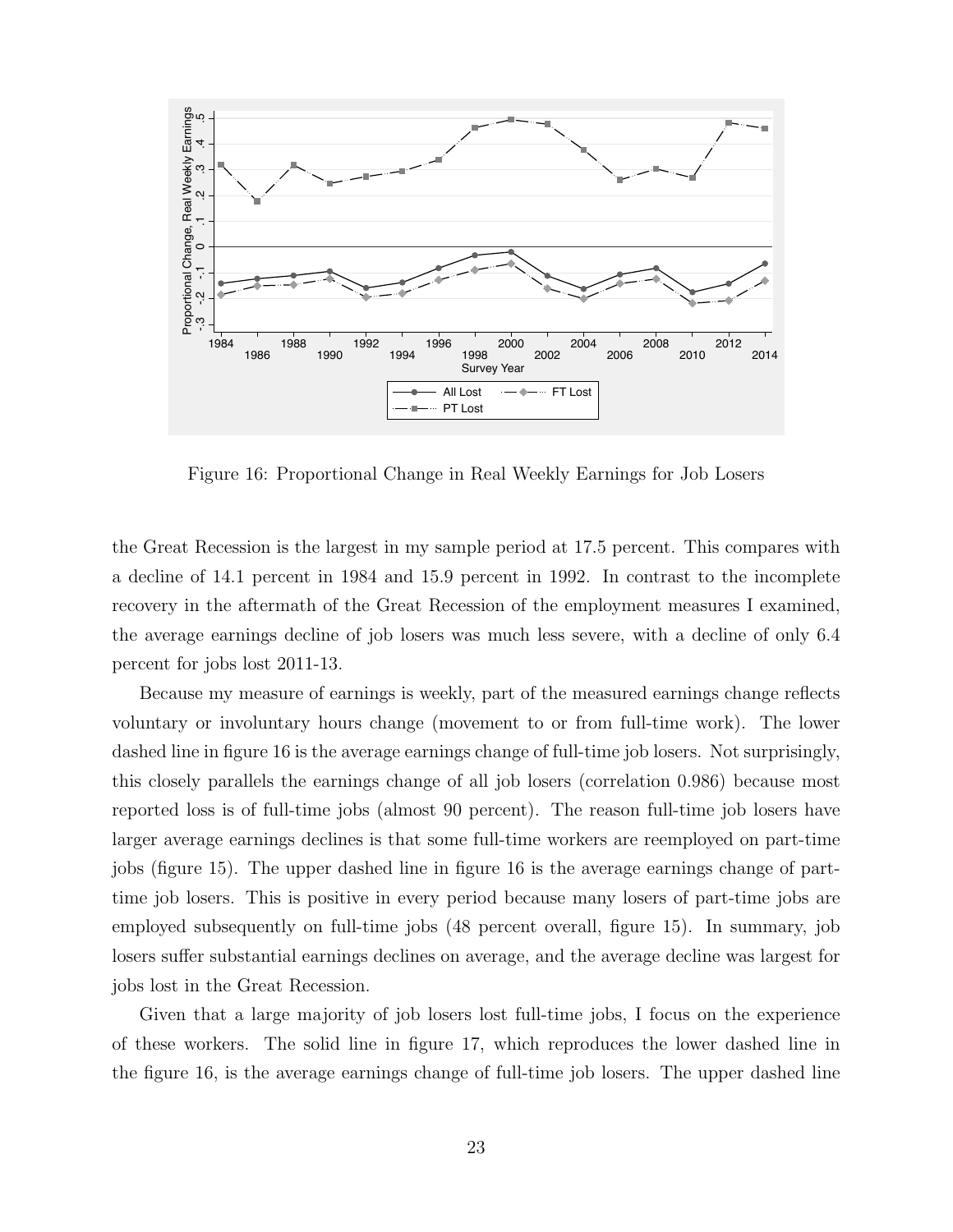Figure 16: Proportional Change in Real Weekly Earnings for Job Losers

the Great Recession is the largest in my sample period at 17.5 percent. This compares with a decline of 14.1 percent in 1984 and 15.9 percent in 1992. In contrast to the incomplete recovery in the aftermath of the Great Recession of the employment measures I examined, the average earnings decline of job losers was much less severe, with a decline of only 6.4 percent for jobs lost 2011-13.

Because my measure of earnings is weekly, part of the measured earnings change reflects voluntary or involuntary hours change (movement to or from full-time work). The lower dashed line in figure 16 is the average earnings change of full-time job losers. Not surprisingly, this closely parallels the earnings change of all job losers (correlation 0.986) because most reported loss is of full-time jobs (almost 90 percent). The reason full-time job losers have larger average earnings declines is that some full-time workers are reemployed on part-time jobs (figure 15). The upper dashed line in figure 16 is the average earnings change of part-time job losers. This is positive in every period because many losers of part-time jobs are employed subsequently on full-time jobs (48 percent overall, figure 15). In summary, job losers suffer substantial earnings declines on average, and the average decline was largest for jobs lost in the Great Recession.

Given that a large majority of job losers lost full-time jobs, I focus on the experience of these workers. The solid line in figure 17, which reproduces the lower dashed line in the figure 16, is the average earnings change of full-time job losers. The upper dashed line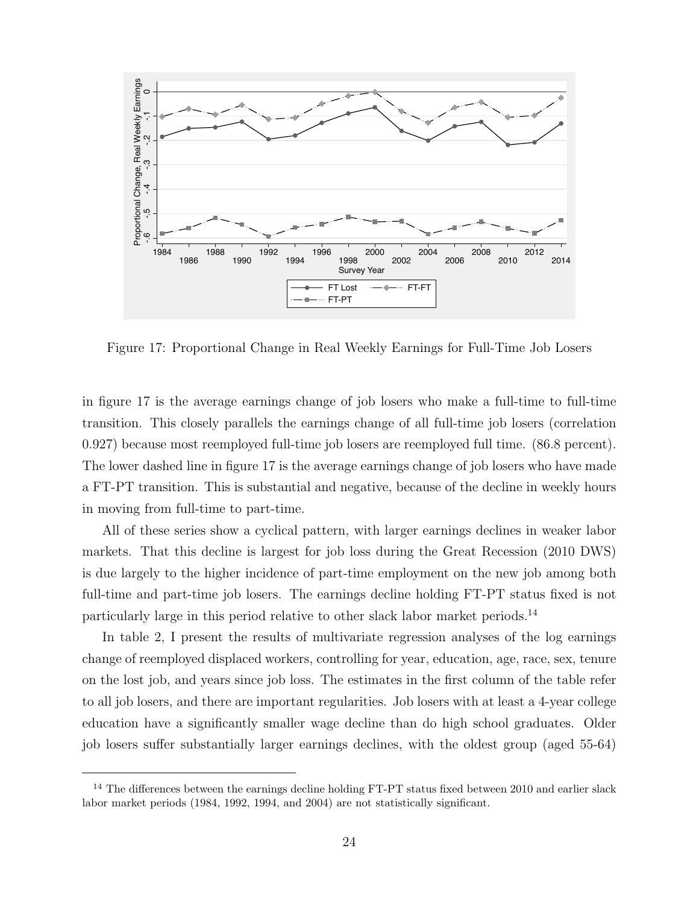Figure 17: Proportional Change in Real Weekly Earnings for Full-Time Job Losers

in figure 17 is the average earnings change of job losers who make a full-time to full-time transition. This closely parallels the earnings change of all full-time job losers (correlation 0.927) because most reemployed full-time job losers are reemployed full time. (86.8 percent). The lower dashed line in figure 17 is the average earnings change of job losers who have made a FT-PT transition. This is substantial and negative, because of the decline in weekly hours in moving from full-time to part-time.

All of these series show a cyclical pattern, with larger earnings declines in weaker labor markets. That this decline is largest for job loss during the Great Recession (2010 DWS) is due largely to the higher incidence of part-time employment on the new job among both full-time and part-time job losers. The earnings decline holding FT-PT status fixed is not particularly large in this period relative to other slack labor market periods.[14]

In table 2, I present the results of multivariate regression analyses of the log earnings change of reemployed displaced workers, controlling for year, education, age, race, sex, tenure on the lost job, and years since job loss. The estimates in the first column of the table refer to all job losers, and there are important regularities. Job losers with at least a 4-year college education have a significantly smaller wage decline than do high school graduates. Older job losers suffer substantially larger earnings declines, with the oldest group (aged 55-64)

[14] The differences between the earnings decline holding FT-PT status fixed between 2010 and earlier slack labor market periods (1984, 1992, 1994, and 2004) are not statistically significant.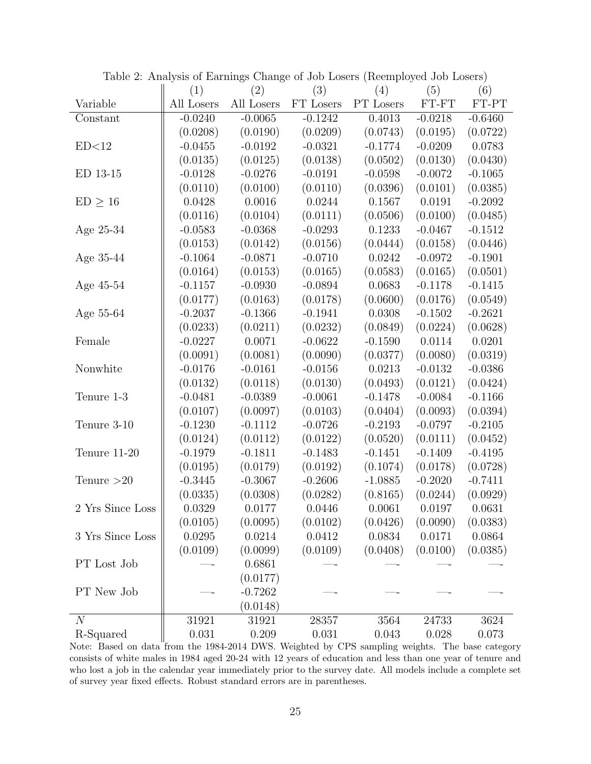Table 2: Analysis of Earnings Change of Job Losers (Reemployed Job Losers)

| Variable | (1) All Losers | (2) All Losers | (3) FT Losers | (4) PT Losers | (5) FT-FT | (6) FT-PT |
|---|---|---|---|---|---|---|
| Constant | -0.0240 | -0.0065 | -0.1242 | 0.4013 | -0.0218 | -0.6460 |
| | (0.0208) | (0.0190) | (0.0209) | (0.0743) | (0.0195) | (0.0722) |
| ED<12 | -0.0455 | -0.0192 | -0.0321 | -0.1774 | -0.0209 | 0.0783 |
| | (0.0135) | (0.0125) | (0.0138) | (0.0502) | (0.0130) | (0.0430) |
| ED 13-15 | -0.0128 | -0.0276 | -0.0191 | -0.0598 | -0.0072 | -0.1065 |
| | (0.0110) | (0.0100) | (0.0110) | (0.0396) | (0.0101) | (0.0385) |
| ED $\geq$ 16 | 0.0428 | 0.0016 | 0.0244 | 0.1567 | 0.0191 | -0.2092 |
| | (0.0116) | (0.0104) | (0.0111) | (0.0506) | (0.0100) | (0.0485) |
| Age 25-34 | -0.0583 | -0.0368 | -0.0293 | 0.1233 | -0.0467 | -0.1512 |
| | (0.0153) | (0.0142) | (0.0156) | (0.0444) | (0.0158) | (0.0446) |
| Age 35-44 | -0.1064 | -0.0871 | -0.0710 | 0.0242 | -0.0972 | -0.1901 |
| | (0.0164) | (0.0153) | (0.0165) | (0.0583) | (0.0165) | (0.0501) |
| Age 45-54 | -0.1157 | -0.0930 | -0.0894 | 0.0683 | -0.1178 | -0.1415 |
| | (0.0177) | (0.0163) | (0.0178) | (0.0600) | (0.0176) | (0.0549) |
| Age 55-64 | -0.2037 | -0.1366 | -0.1941 | 0.0308 | -0.1502 | -0.2621 |
| | (0.0233) | (0.0211) | (0.0232) | (0.0849) | (0.0224) | (0.0628) |
| Female | -0.0227 | 0.0071 | -0.0622 | -0.1590 | 0.0114 | 0.0201 |
| | (0.0091) | (0.0081) | (0.0090) | (0.0377) | (0.0080) | (0.0319) |
| Nonwhite | -0.0176 | -0.0161 | -0.0156 | 0.0213 | -0.0132 | -0.0386 |
| | (0.0132) | (0.0118) | (0.0130) | (0.0493) | (0.0121) | (0.0424) |
| Tenure 1-3 | -0.0481 | -0.0389 | -0.0061 | -0.1478 | -0.0084 | -0.1166 |
| | (0.0107) | (0.0097) | (0.0103) | (0.0404) | (0.0093) | (0.0394) |
| Tenure 3-10 | -0.1230 | -0.1112 | -0.0726 | -0.2193 | -0.0797 | -0.2105 |
| | (0.0124) | (0.0112) | (0.0122) | (0.0520) | (0.0111) | (0.0452) |
| Tenure 11-20 | -0.1979 | -0.1811 | -0.1483 | -0.1451 | -0.1409 | -0.4195 |
| | (0.0195) | (0.0179) | (0.0192) | (0.1074) | (0.0178) | (0.0728) |
| Tenure >20 | -0.3445 | -0.3067 | -0.2606 | -1.0885 | -0.2020 | -0.7411 |
| | (0.0335) | (0.0308) | (0.0282) | (0.8165) | (0.0244) | (0.0929) |
| 2 Yrs Since Loss | 0.0329 | 0.0177 | 0.0446 | 0.0061 | 0.0197 | 0.0631 |
| | (0.0105) | (0.0095) | (0.0102) | (0.0426) | (0.0090) | (0.0383) |
| 3 Yrs Since Loss | 0.0295 | 0.0214 | 0.0412 | 0.0834 | 0.0171 | 0.0864 |
| | (0.0109) | (0.0099) | (0.0109) | (0.0408) | (0.0100) | (0.0385) |
| PT Lost Job | —- | 0.6861 | —- | —- | —- | —- |
| | | (0.0177) | | | | |
| PT New Job | —- | -0.7262 | —- | —- | —- | —- |
| | | (0.0148) | | | | |
| $N$ | 31921 | 31921 | 28357 | 3564 | 24733 | 3624 |
| R-Squared | 0.031 | 0.209 | 0.031 | 0.043 | 0.028 | 0.073 |

Note: Based on data from the 1984-2014 DWS. Weighted by CPS sampling weights. The base category consists of white males in 1984 aged 20-24 with 12 years of education and less than one year of tenure and who lost a job in the calendar year immediately prior to the survey date. All models include a complete set of survey year fixed effects. Robust standard errors are in parentheses.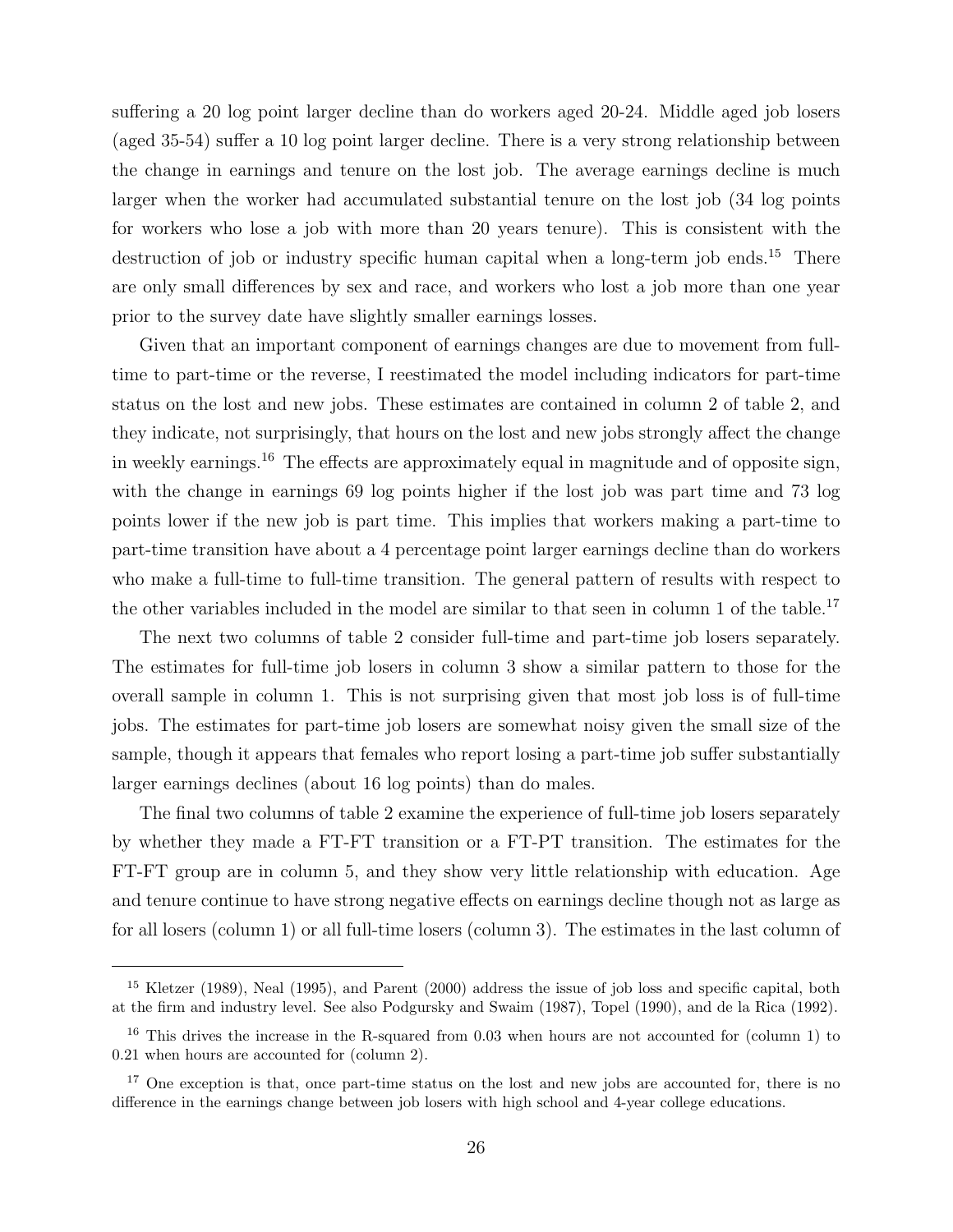suffering a 20 log point larger decline than do workers aged 20-24. Middle aged job losers (aged 35-54) suffer a 10 log point larger decline. There is a very strong relationship between the change in earnings and tenure on the lost job. The average earnings decline is much larger when the worker had accumulated substantial tenure on the lost job (34 log points for workers who lose a job with more than 20 years tenure). This is consistent with the destruction of job or industry specific human capital when a long-term job ends.[15] There are only small differences by sex and race, and workers who lost a job more than one year prior to the survey date have slightly smaller earnings losses.

Given that an important component of earnings changes are due to movement from full-time to part-time or the reverse, I reestimated the model including indicators for part-time status on the lost and new jobs. These estimates are contained in column 2 of table 2, and they indicate, not surprisingly, that hours on the lost and new jobs strongly affect the change in weekly earnings.[16] The effects are approximately equal in magnitude and of opposite sign, with the change in earnings 69 log points higher if the lost job was part time and 73 log points lower if the new job is part time. This implies that workers making a part-time to part-time transition have about a 4 percentage point larger earnings decline than do workers who make a full-time to full-time transition. The general pattern of results with respect to the other variables included in the model are similar to that seen in column 1 of the table.[17]

The next two columns of table 2 consider full-time and part-time job losers separately. The estimates for full-time job losers in column 3 show a similar pattern to those for the overall sample in column 1. This is not surprising given that most job loss is of full-time jobs. The estimates for part-time job losers are somewhat noisy given the small size of the sample, though it appears that females who report losing a part-time job suffer substantially larger earnings declines (about 16 log points) than do males.

The final two columns of table 2 examine the experience of full-time job losers separately by whether they made a FT-FT transition or a FT-PT transition. The estimates for the FT-FT group are in column 5, and they show very little relationship with education. Age and tenure continue to have strong negative effects on earnings decline though not as large as for all losers (column 1) or all full-time losers (column 3). The estimates in the last column of

---

[15] Kletzer (1989), Neal (1995), and Parent (2000) address the issue of job loss and specific capital, both at the firm and industry level. See also Podgursky and Swaim (1987), Topel (1990), and de la Rica (1992).

[16] This drives the increase in the R-squared from 0.03 when hours are not accounted for (column 1) to 0.21 when hours are accounted for (column 2).

[17] One exception is that, once part-time status on the lost and new jobs are accounted for, there is no difference in the earnings change between job losers with high school and 4-year college educations.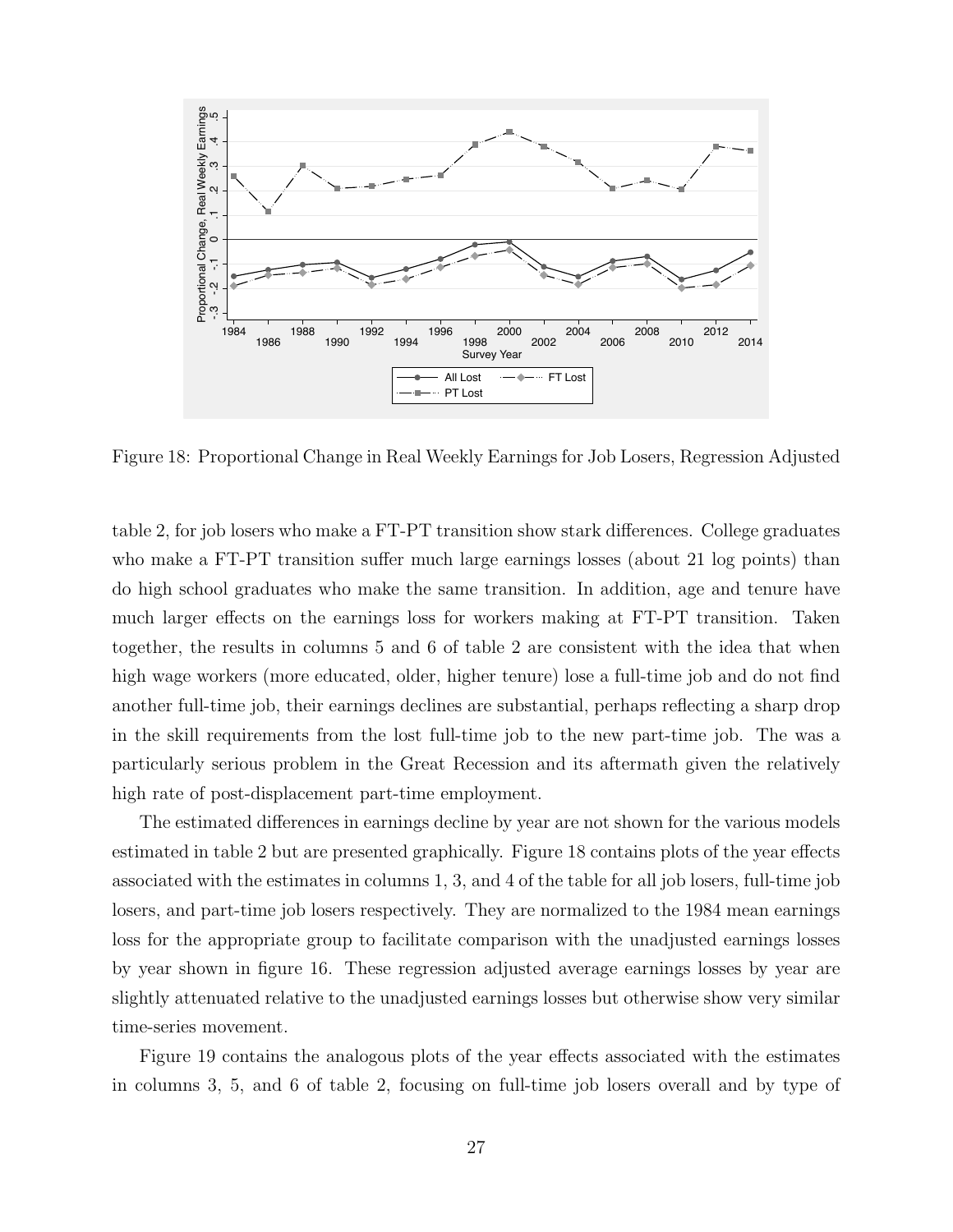Figure 18: Proportional Change in Real Weekly Earnings for Job Losers, Regression Adjusted

table 2, for job losers who make a FT-PT transition show stark differences. College graduates who make a FT-PT transition suffer much large earnings losses (about 21 log points) than do high school graduates who make the same transition. In addition, age and tenure have much larger effects on the earnings loss for workers making at FT-PT transition. Taken together, the results in columns 5 and 6 of table 2 are consistent with the idea that when high wage workers (more educated, older, higher tenure) lose a full-time job and do not find another full-time job, their earnings declines are substantial, perhaps reflecting a sharp drop in the skill requirements from the lost full-time job to the new part-time job. The was a particularly serious problem in the Great Recession and its aftermath given the relatively high rate of post-displacement part-time employment.

The estimated differences in earnings decline by year are not shown for the various models estimated in table 2 but are presented graphically. Figure 18 contains plots of the year effects associated with the estimates in columns 1, 3, and 4 of the table for all job losers, full-time job losers, and part-time job losers respectively. They are normalized to the 1984 mean earnings loss for the appropriate group to facilitate comparison with the unadjusted earnings losses by year shown in figure 16. These regression adjusted average earnings losses by year are slightly attenuated relative to the unadjusted earnings losses but otherwise show very similar time-series movement.

Figure 19 contains the analogous plots of the year effects associated with the estimates in columns 3, 5, and 6 of table 2, focusing on full-time job losers overall and by type of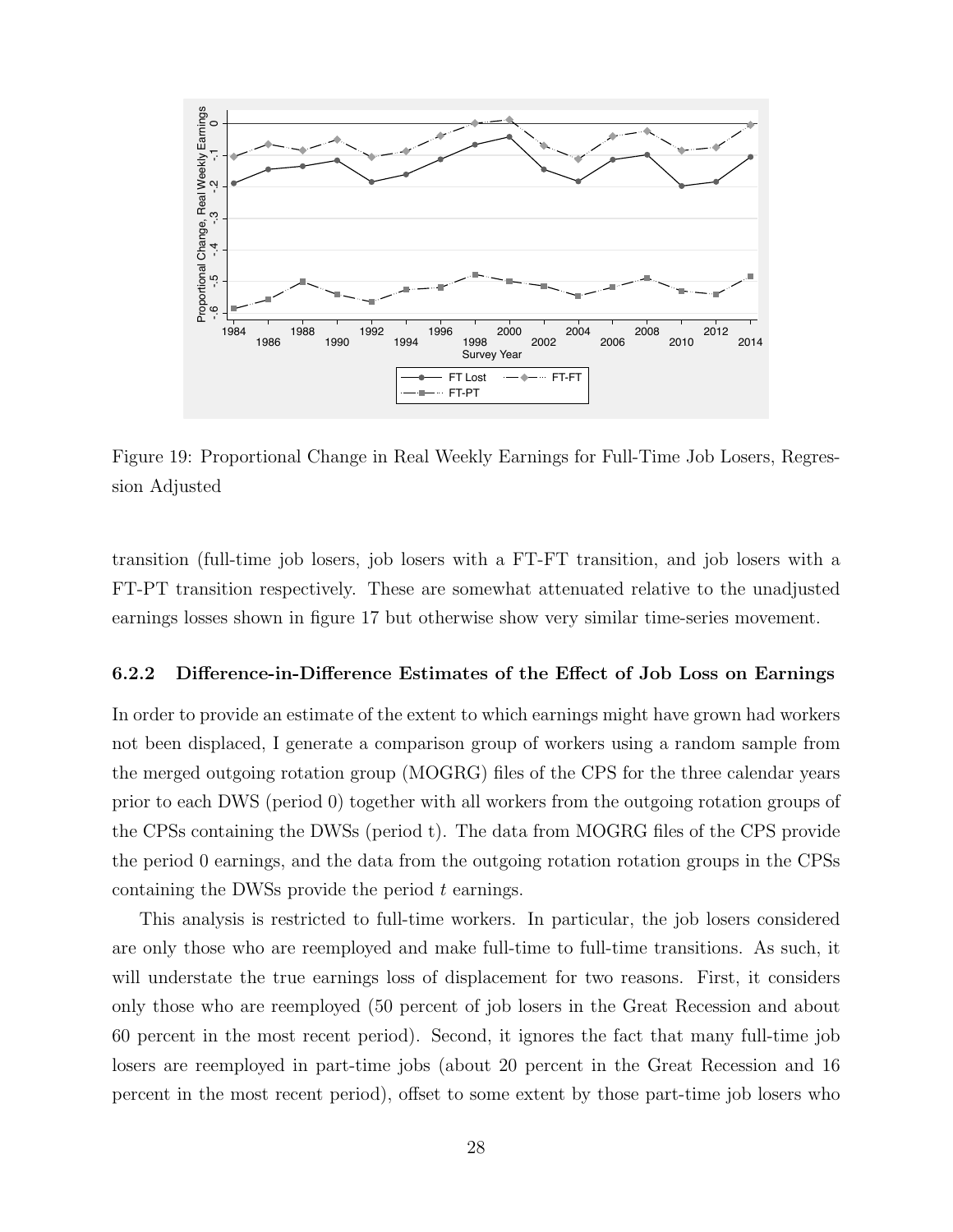Figure 19: Proportional Change in Real Weekly Earnings for Full-Time Job Losers, Regression Adjusted

transition (full-time job losers, job losers with a FT-FT transition, and job losers with a FT-PT transition respectively. These are somewhat attenuated relative to the unadjusted earnings losses shown in figure 17 but otherwise show very similar time-series movement.

### 6.2.2 Difference-in-Difference Estimates of the Effect of Job Loss on Earnings

In order to provide an estimate of the extent to which earnings might have grown had workers not been displaced, I generate a comparison group of workers using a random sample from the merged outgoing rotation group (MOGRG) files of the CPS for the three calendar years prior to each DWS (period 0) together with all workers from the outgoing rotation groups of the CPSs containing the DWSs (period t). The data from MOGRG files of the CPS provide the period 0 earnings, and the data from the outgoing rotation rotation groups in the CPSs containing the DWSs provide the period $t$ earnings.

This analysis is restricted to full-time workers. In particular, the job losers considered are only those who are reemployed and make full-time to full-time transitions. As such, it will understate the true earnings loss of displacement for two reasons. First, it considers only those who are reemployed (50 percent of job losers in the Great Recession and about 60 percent in the most recent period). Second, it ignores the fact that many full-time job losers are reemployed in part-time jobs (about 20 percent in the Great Recession and 16 percent in the most recent period), offset to some extent by those part-time job losers who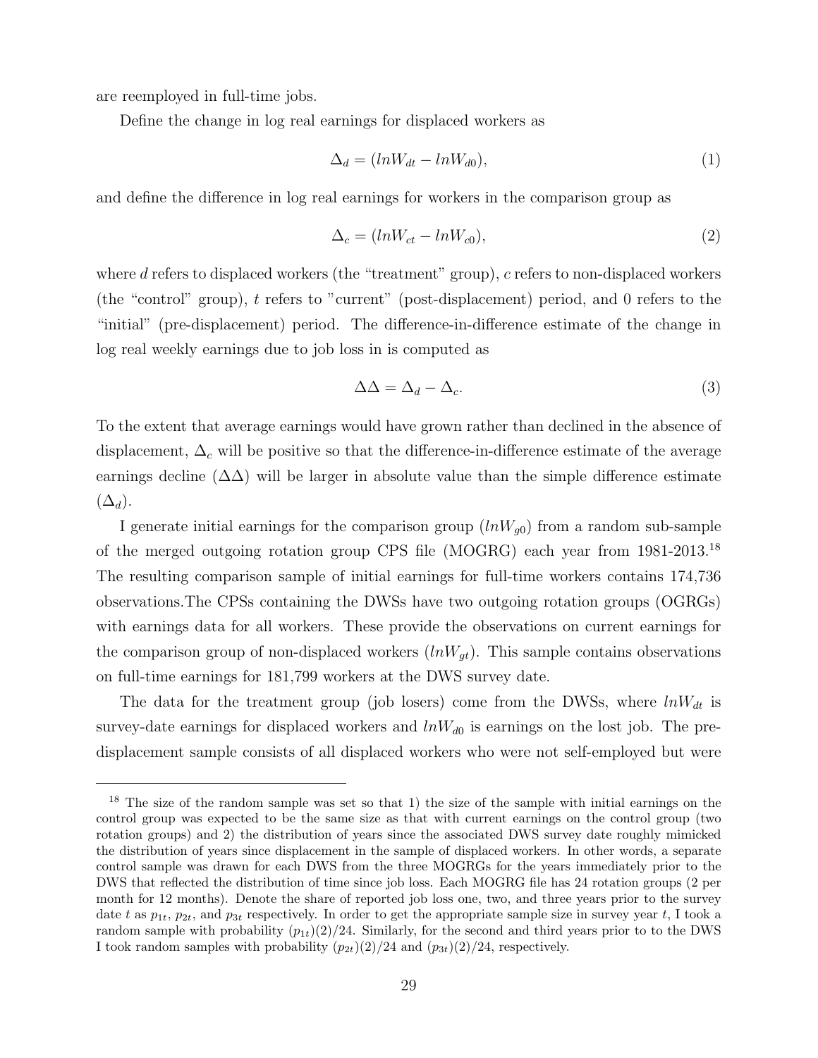are reemployed in full-time jobs.

Define the change in log real earnings for displaced workers as

$$\Delta_d = (lnW_{dt} - lnW_{d0}), \tag{1}$$

and define the difference in log real earnings for workers in the comparison group as

$$\Delta_c = (lnW_{ct} - lnW_{c0}), \tag{2}$$

where $d$ refers to displaced workers (the "treatment" group), $c$ refers to non-displaced workers (the "control" group), $t$ refers to "current" (post-displacement) period, and 0 refers to the "initial" (pre-displacement) period. The difference-in-difference estimate of the change in log real weekly earnings due to job loss in is computed as

$$\Delta\Delta = \Delta_d - \Delta_c. \tag{3}$$

To the extent that average earnings would have grown rather than declined in the absence of displacement, $\Delta_c$ will be positive so that the difference-in-difference estimate of the average earnings decline ($\Delta\Delta$) will be larger in absolute value than the simple difference estimate ($\Delta_d$).

I generate initial earnings for the comparison group ($lnW_{g0}$) from a random sub-sample of the merged outgoing rotation group CPS file (MOGRG) each year from 1981-2013.[18] The resulting comparison sample of initial earnings for full-time workers contains 174,736 observations.The CPSs containing the DWSs have two outgoing rotation groups (OGRGs) with earnings data for all workers. These provide the observations on current earnings for the comparison group of non-displaced workers ($lnW_{gt}$). This sample contains observations on full-time earnings for 181,799 workers at the DWS survey date.

The data for the treatment group (job losers) come from the DWSs, where $lnW_{dt}$ is survey-date earnings for displaced workers and $lnW_{d0}$ is earnings on the lost job. The pre-displacement sample consists of all displaced workers who were not self-employed but were

[18] The size of the random sample was set so that 1) the size of the sample with initial earnings on the control group was expected to be the same size as that with current earnings on the control group (two rotation groups) and 2) the distribution of years since the associated DWS survey date roughly mimicked the distribution of years since displacement in the sample of displaced workers. In other words, a separate control sample was drawn for each DWS from the three MOGRGs for the years immediately prior to the DWS that reflected the distribution of time since job loss. Each MOGRG file has 24 rotation groups (2 per month for 12 months). Denote the share of reported job loss one, two, and three years prior to the survey date $t$ as $p_{1t}$, $p_{2t}$, and $p_{3t}$ respectively. In order to get the appropriate sample size in survey year $t$, I took a random sample with probability $(p_{1t})(2)/24$. Similarly, for the second and third years prior to to the DWS I took random samples with probability $(p_{2t})(2)/24$ and $(p_{3t})(2)/24$, respectively.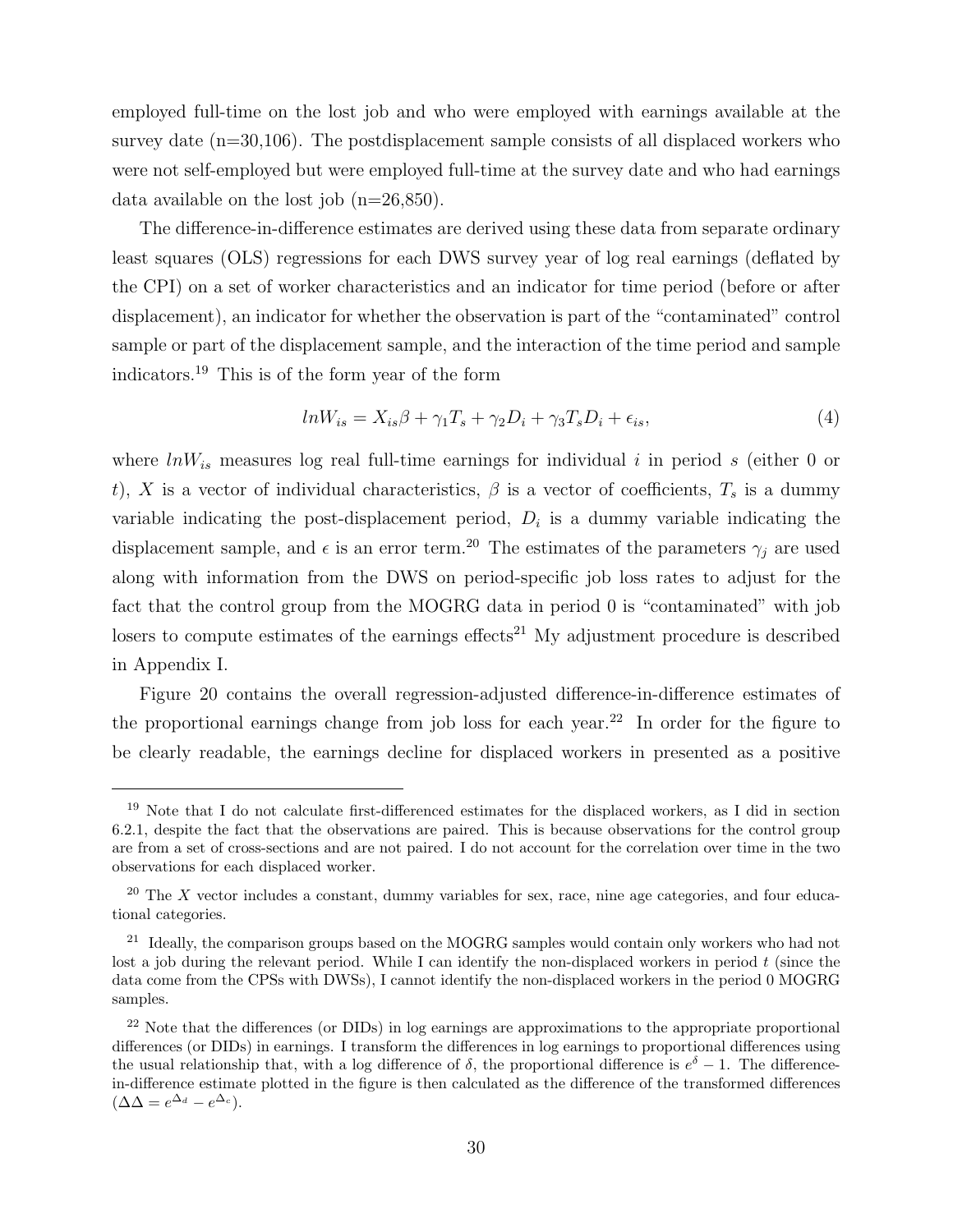employed full-time on the lost job and who were employed with earnings available at the survey date (n=30,106). The postdisplacement sample consists of all displaced workers who were not self-employed but were employed full-time at the survey date and who had earnings data available on the lost job (n=26,850).

The difference-in-difference estimates are derived using these data from separate ordinary least squares (OLS) regressions for each DWS survey year of log real earnings (deflated by the CPI) on a set of worker characteristics and an indicator for time period (before or after displacement), an indicator for whether the observation is part of the "contaminated" control sample or part of the displacement sample, and the interaction of the time period and sample indicators.[19] This is of the form year of the form

$$lnW_{is} = X_{is}\beta + \gamma_1 T_s + \gamma_2 D_i + \gamma_3 T_s D_i + \epsilon_{is}, \tag{4}$$

where $lnW_{is}$ measures log real full-time earnings for individual $i$ in period $s$ (either 0 or $t$), $X$ is a vector of individual characteristics, $\beta$ is a vector of coefficients, $T_s$ is a dummy variable indicating the post-displacement period, $D_i$ is a dummy variable indicating the displacement sample, and $\epsilon$ is an error term.[20] The estimates of the parameters $\gamma_j$ are used along with information from the DWS on period-specific job loss rates to adjust for the fact that the control group from the MOGRG data in period 0 is "contaminated" with job losers to compute estimates of the earnings effects[21] My adjustment procedure is described in Appendix I.

Figure 20 contains the overall regression-adjusted difference-in-difference estimates of the proportional earnings change from job loss for each year.[22] In order for the figure to be clearly readable, the earnings decline for displaced workers in presented as a positive

---

[19] Note that I do not calculate first-differenced estimates for the displaced workers, as I did in section 6.2.1, despite the fact that the observations are paired. This is because observations for the control group are from a set of cross-sections and are not paired. I do not account for the correlation over time in the two observations for each displaced worker.

[20] The $X$ vector includes a constant, dummy variables for sex, race, nine age categories, and four educational categories.

[21] Ideally, the comparison groups based on the MOGRG samples would contain only workers who had not lost a job during the relevant period. While I can identify the non-displaced workers in period $t$ (since the data come from the CPSs with DWSs), I cannot identify the non-displaced workers in the period 0 MOGRG samples.

[22] Note that the differences (or DIDs) in log earnings are approximations to the appropriate proportional differences (or DIDs) in earnings. I transform the differences in log earnings to proportional differences using the usual relationship that, with a log difference of $\delta$, the proportional difference is $e^{\delta} - 1$. The difference-in-difference estimate plotted in the figure is then calculated as the difference of the transformed differences ($\Delta\Delta = e^{\Delta_d} - e^{\Delta_c}$).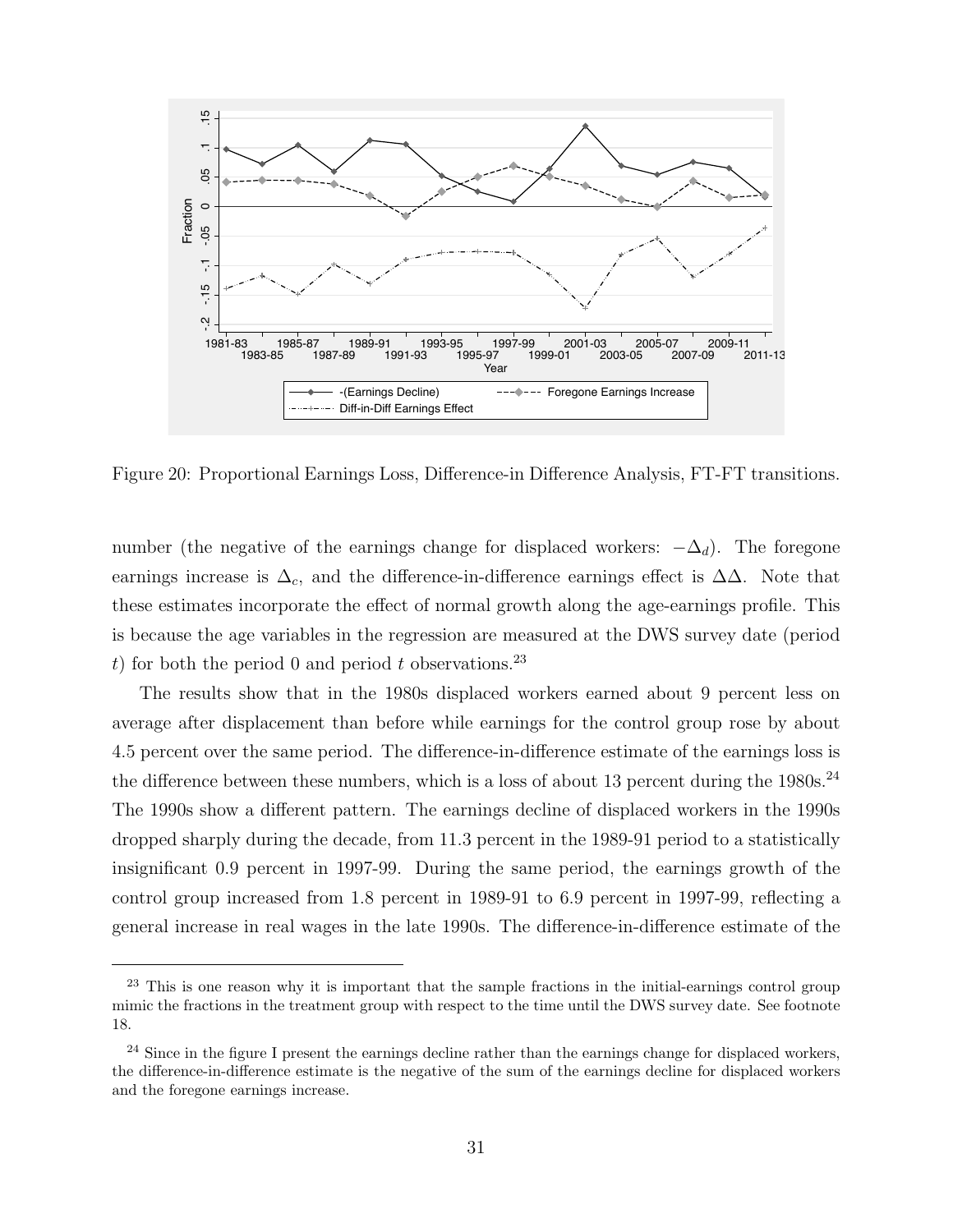Figure 20: Proportional Earnings Loss, Difference-in Difference Analysis, FT-FT transitions.

number (the negative of the earnings change for displaced workers: $-\Delta_d$). The foregone earnings increase is $\Delta_c$, and the difference-in-difference earnings effect is $\Delta\Delta$. Note that these estimates incorporate the effect of normal growth along the age-earnings profile. This is because the age variables in the regression are measured at the DWS survey date (period $t$) for both the period 0 and period $t$ observations.[23]

The results show that in the 1980s displaced workers earned about 9 percent less on average after displacement than before while earnings for the control group rose by about 4.5 percent over the same period. The difference-in-difference estimate of the earnings loss is the difference between these numbers, which is a loss of about 13 percent during the 1980s.[24] The 1990s show a different pattern. The earnings decline of displaced workers in the 1990s dropped sharply during the decade, from 11.3 percent in the 1989-91 period to a statistically insignificant 0.9 percent in 1997-99. During the same period, the earnings growth of the control group increased from 1.8 percent in 1989-91 to 6.9 percent in 1997-99, reflecting a general increase in real wages in the late 1990s. The difference-in-difference estimate of the

[23] This is one reason why it is important that the sample fractions in the initial-earnings control group mimic the fractions in the treatment group with respect to the time until the DWS survey date. See footnote 18.

[24] Since in the figure I present the earnings decline rather than the earnings change for displaced workers, the difference-in-difference estimate is the negative of the sum of the earnings decline for displaced workers and the foregone earnings increase.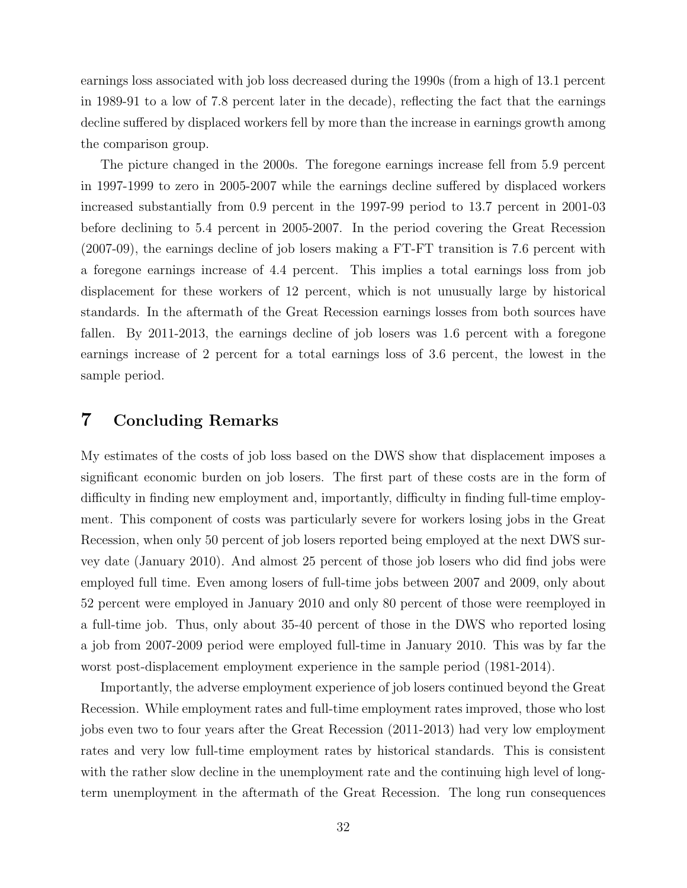earnings loss associated with job loss decreased during the 1990s (from a high of 13.1 percent in 1989-91 to a low of 7.8 percent later in the decade), reflecting the fact that the earnings decline suffered by displaced workers fell by more than the increase in earnings growth among the comparison group.

The picture changed in the 2000s. The foregone earnings increase fell from 5.9 percent in 1997-1999 to zero in 2005-2007 while the earnings decline suffered by displaced workers increased substantially from 0.9 percent in the 1997-99 period to 13.7 percent in 2001-03 before declining to 5.4 percent in 2005-2007. In the period covering the Great Recession (2007-09), the earnings decline of job losers making a FT-FT transition is 7.6 percent with a foregone earnings increase of 4.4 percent. This implies a total earnings loss from job displacement for these workers of 12 percent, which is not unusually large by historical standards. In the aftermath of the Great Recession earnings losses from both sources have fallen. By 2011-2013, the earnings decline of job losers was 1.6 percent with a foregone earnings increase of 2 percent for a total earnings loss of 3.6 percent, the lowest in the sample period.

# 7 Concluding Remarks

My estimates of the costs of job loss based on the DWS show that displacement imposes a significant economic burden on job losers. The first part of these costs are in the form of difficulty in finding new employment and, importantly, difficulty in finding full-time employment. This component of costs was particularly severe for workers losing jobs in the Great Recession, when only 50 percent of job losers reported being employed at the next DWS survey date (January 2010). And almost 25 percent of those job losers who did find jobs were employed full time. Even among losers of full-time jobs between 2007 and 2009, only about 52 percent were employed in January 2010 and only 80 percent of those were reemployed in a full-time job. Thus, only about 35-40 percent of those in the DWS who reported losing a job from 2007-2009 period were employed full-time in January 2010. This was by far the worst post-displacement employment experience in the sample period (1981-2014).

Importantly, the adverse employment experience of job losers continued beyond the Great Recession. While employment rates and full-time employment rates improved, those who lost jobs even two to four years after the Great Recession (2011-2013) had very low employment rates and very low full-time employment rates by historical standards. This is consistent with the rather slow decline in the unemployment rate and the continuing high level of long-term unemployment in the aftermath of the Great Recession. The long run consequences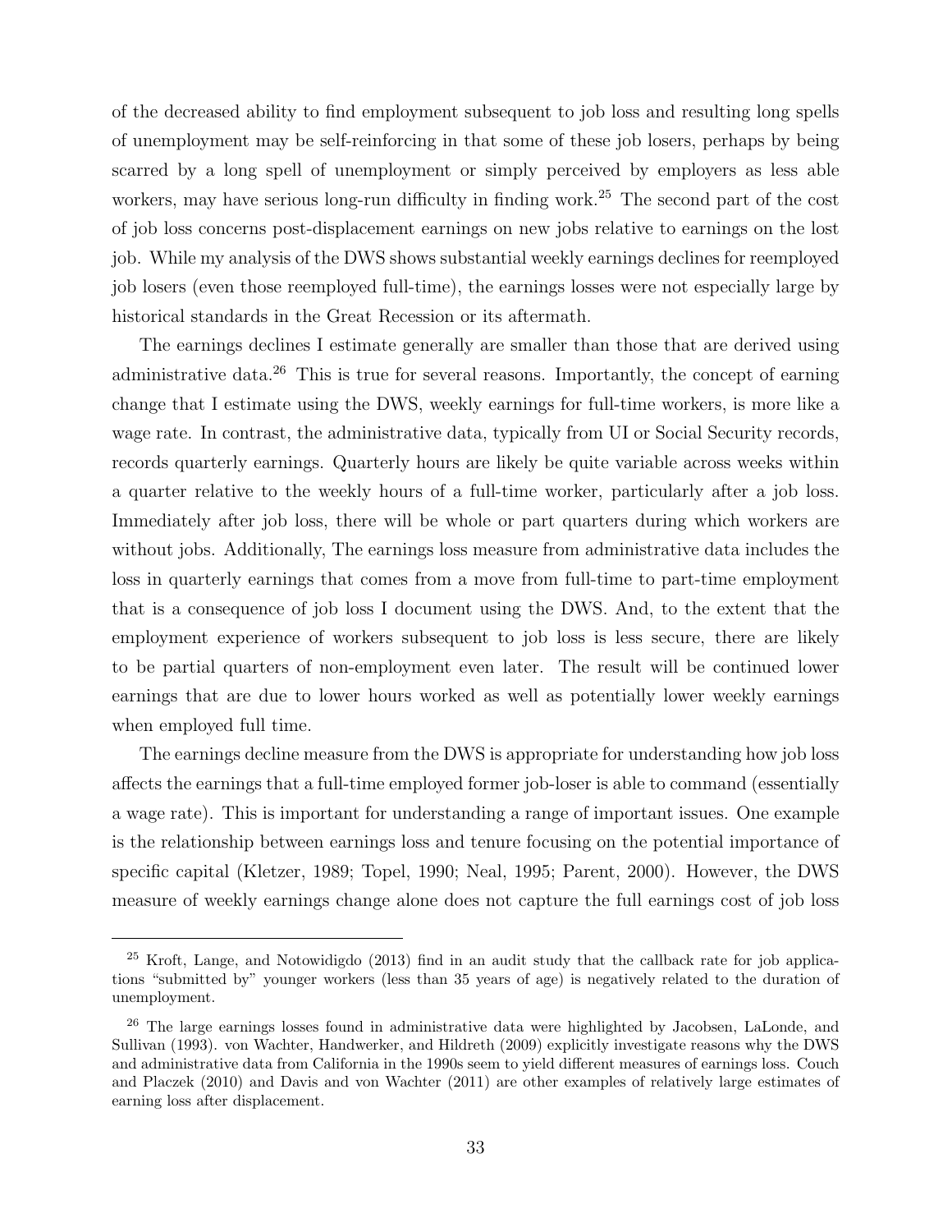of the decreased ability to find employment subsequent to job loss and resulting long spells of unemployment may be self-reinforcing in that some of these job losers, perhaps by being scarred by a long spell of unemployment or simply perceived by employers as less able workers, may have serious long-run difficulty in finding work.[25] The second part of the cost of job loss concerns post-displacement earnings on new jobs relative to earnings on the lost job. While my analysis of the DWS shows substantial weekly earnings declines for reemployed job losers (even those reemployed full-time), the earnings losses were not especially large by historical standards in the Great Recession or its aftermath.

The earnings declines I estimate generally are smaller than those that are derived using administrative data.[26] This is true for several reasons. Importantly, the concept of earning change that I estimate using the DWS, weekly earnings for full-time workers, is more like a wage rate. In contrast, the administrative data, typically from UI or Social Security records, records quarterly earnings. Quarterly hours are likely be quite variable across weeks within a quarter relative to the weekly hours of a full-time worker, particularly after a job loss. Immediately after job loss, there will be whole or part quarters during which workers are without jobs. Additionally, The earnings loss measure from administrative data includes the loss in quarterly earnings that comes from a move from full-time to part-time employment that is a consequence of job loss I document using the DWS. And, to the extent that the employment experience of workers subsequent to job loss is less secure, there are likely to be partial quarters of non-employment even later. The result will be continued lower earnings that are due to lower hours worked as well as potentially lower weekly earnings when employed full time.

The earnings decline measure from the DWS is appropriate for understanding how job loss affects the earnings that a full-time employed former job-loser is able to command (essentially a wage rate). This is important for understanding a range of important issues. One example is the relationship between earnings loss and tenure focusing on the potential importance of specific capital (Kletzer, 1989; Topel, 1990; Neal, 1995; Parent, 2000). However, the DWS measure of weekly earnings change alone does not capture the full earnings cost of job loss

[25] Kroft, Lange, and Notowidigdo (2013) find in an audit study that the callback rate for job applications "submitted by" younger workers (less than 35 years of age) is negatively related to the duration of unemployment.

[26] The large earnings losses found in administrative data were highlighted by Jacobsen, LaLonde, and Sullivan (1993). von Wachter, Handwerker, and Hildreth (2009) explicitly investigate reasons why the DWS and administrative data from California in the 1990s seem to yield different measures of earnings loss. Couch and Placzek (2010) and Davis and von Wachter (2011) are other examples of relatively large estimates of earning loss after displacement.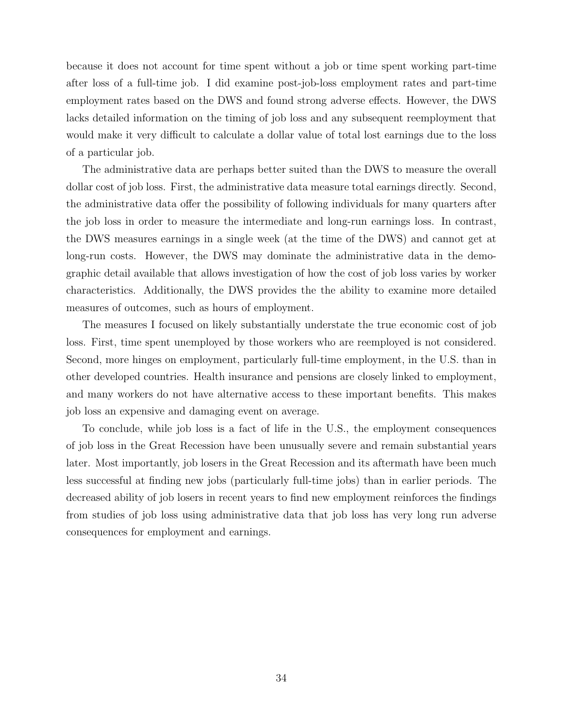because it does not account for time spent without a job or time spent working part-time after loss of a full-time job. I did examine post-job-loss employment rates and part-time employment rates based on the DWS and found strong adverse effects. However, the DWS lacks detailed information on the timing of job loss and any subsequent reemployment that would make it very difficult to calculate a dollar value of total lost earnings due to the loss of a particular job.

The administrative data are perhaps better suited than the DWS to measure the overall dollar cost of job loss. First, the administrative data measure total earnings directly. Second, the administrative data offer the possibility of following individuals for many quarters after the job loss in order to measure the intermediate and long-run earnings loss. In contrast, the DWS measures earnings in a single week (at the time of the DWS) and cannot get at long-run costs. However, the DWS may dominate the administrative data in the demographic detail available that allows investigation of how the cost of job loss varies by worker characteristics. Additionally, the DWS provides the the ability to examine more detailed measures of outcomes, such as hours of employment.

The measures I focused on likely substantially understate the true economic cost of job loss. First, time spent unemployed by those workers who are reemployed is not considered. Second, more hinges on employment, particularly full-time employment, in the U.S. than in other developed countries. Health insurance and pensions are closely linked to employment, and many workers do not have alternative access to these important benefits. This makes job loss an expensive and damaging event on average.

To conclude, while job loss is a fact of life in the U.S., the employment consequences of job loss in the Great Recession have been unusually severe and remain substantial years later. Most importantly, job losers in the Great Recession and its aftermath have been much less successful at finding new jobs (particularly full-time jobs) than in earlier periods. The decreased ability of job losers in recent years to find new employment reinforces the findings from studies of job loss using administrative data that job loss has very long run adverse consequences for employment and earnings.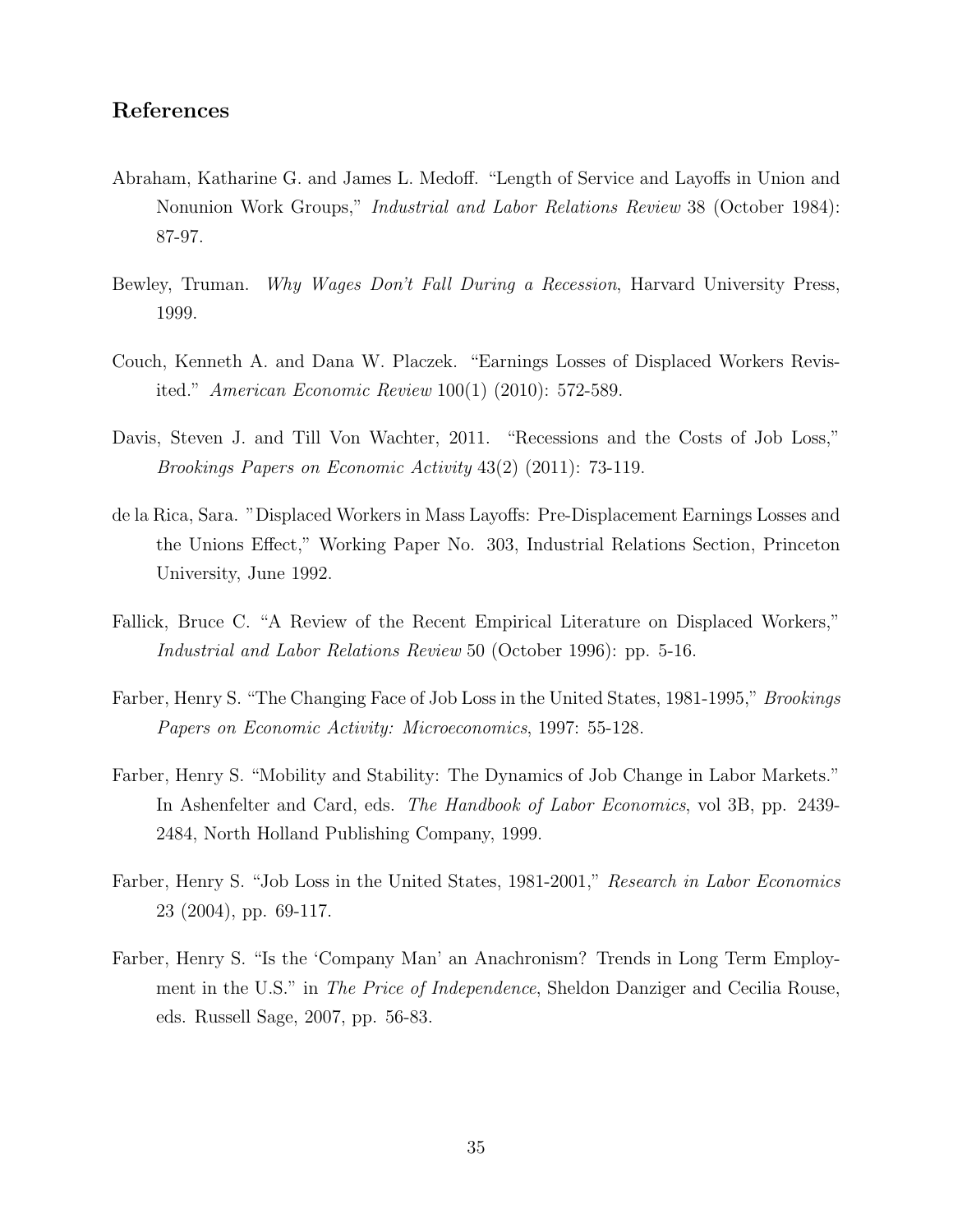## References

Abraham, Katharine G. and James L. Medoff. "Length of Service and Layoffs in Union and Nonunion Work Groups," *Industrial and Labor Relations Review* 38 (October 1984): 87-97.

Bewley, Truman. *Why Wages Don't Fall During a Recession*, Harvard University Press, 1999.

Couch, Kenneth A. and Dana W. Placzek. "Earnings Losses of Displaced Workers Revisited." *American Economic Review* 100(1) (2010): 572-589.

Davis, Steven J. and Till Von Wachter, 2011. "Recessions and the Costs of Job Loss," *Brookings Papers on Economic Activity* 43(2) (2011): 73-119.

de la Rica, Sara. "Displaced Workers in Mass Layoffs: Pre-Displacement Earnings Losses and the Unions Effect," Working Paper No. 303, Industrial Relations Section, Princeton University, June 1992.

Fallick, Bruce C. "A Review of the Recent Empirical Literature on Displaced Workers," *Industrial and Labor Relations Review* 50 (October 1996): pp. 5-16.

Farber, Henry S. "The Changing Face of Job Loss in the United States, 1981-1995," *Brookings Papers on Economic Activity: Microeconomics*, 1997: 55-128.

Farber, Henry S. "Mobility and Stability: The Dynamics of Job Change in Labor Markets." In Ashenfelter and Card, eds. *The Handbook of Labor Economics*, vol 3B, pp. 2439-2484, North Holland Publishing Company, 1999.

Farber, Henry S. "Job Loss in the United States, 1981-2001," *Research in Labor Economics* 23 (2004), pp. 69-117.

Farber, Henry S. "Is the 'Company Man' an Anachronism? Trends in Long Term Employment in the U.S." in *The Price of Independence*, Sheldon Danziger and Cecilia Rouse, eds. Russell Sage, 2007, pp. 56-83.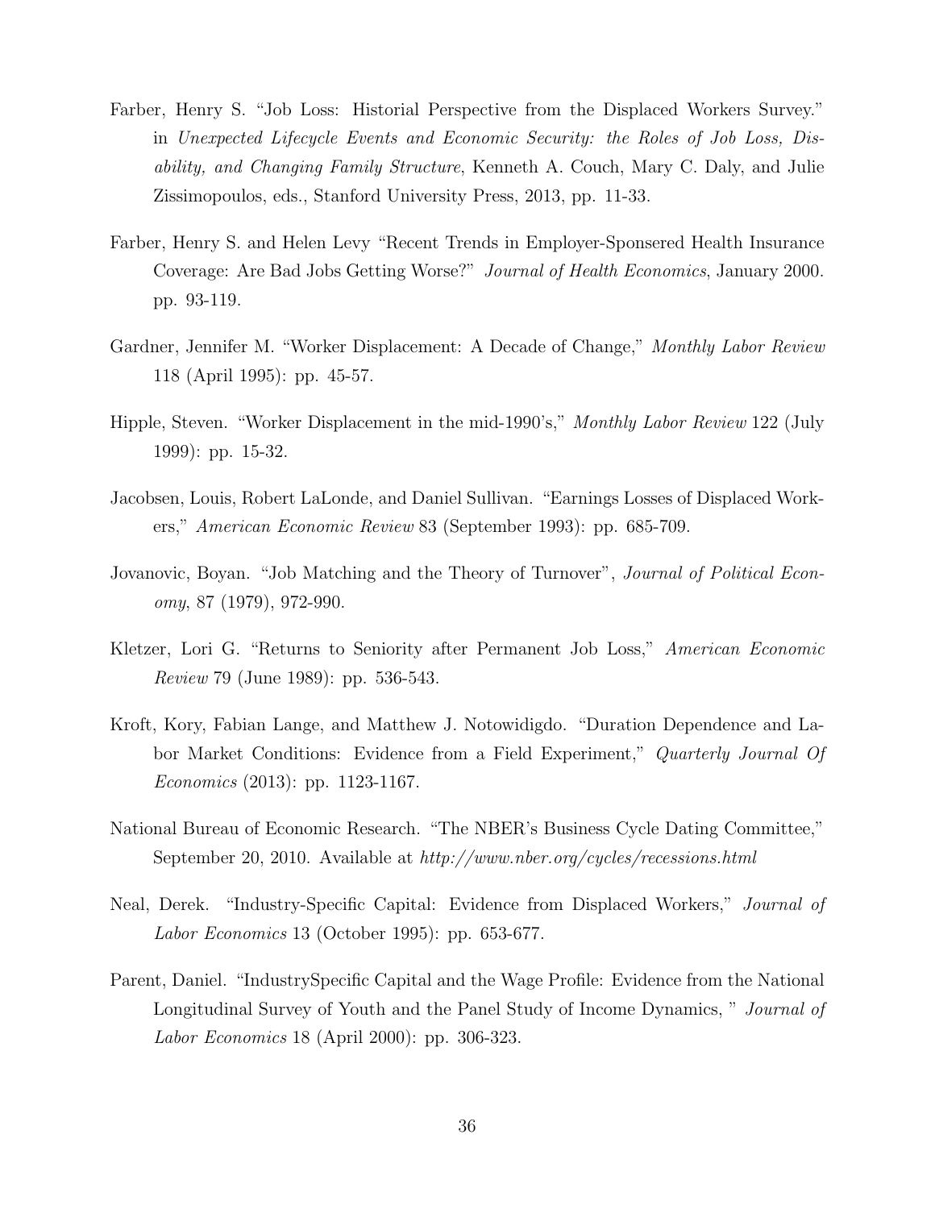Farber, Henry S. "Job Loss: Historial Perspective from the Displaced Workers Survey." in *Unexpected Lifecycle Events and Economic Security: the Roles of Job Loss, Disability, and Changing Family Structure*, Kenneth A. Couch, Mary C. Daly, and Julie Zissimopoulos, eds., Stanford University Press, 2013, pp. 11-33.

Farber, Henry S. and Helen Levy "Recent Trends in Employer-Sponsered Health Insurance Coverage: Are Bad Jobs Getting Worse?" *Journal of Health Economics*, January 2000. pp. 93-119.

Gardner, Jennifer M. "Worker Displacement: A Decade of Change," *Monthly Labor Review* 118 (April 1995): pp. 45-57.

Hipple, Steven. "Worker Displacement in the mid-1990's," *Monthly Labor Review* 122 (July 1999): pp. 15-32.

Jacobsen, Louis, Robert LaLonde, and Daniel Sullivan. "Earnings Losses of Displaced Workers," *American Economic Review* 83 (September 1993): pp. 685-709.

Jovanovic, Boyan. "Job Matching and the Theory of Turnover", *Journal of Political Economy*, 87 (1979), 972-990.

Kletzer, Lori G. "Returns to Seniority after Permanent Job Loss," *American Economic Review* 79 (June 1989): pp. 536-543.

Kroft, Kory, Fabian Lange, and Matthew J. Notowidigdo. "Duration Dependence and Labor Market Conditions: Evidence from a Field Experiment," *Quarterly Journal Of Economics* (2013): pp. 1123-1167.

National Bureau of Economic Research. "The NBER's Business Cycle Dating Committee," September 20, 2010. Available at *http://www.nber.org/cycles/recessions.html*

Neal, Derek. "Industry-Specific Capital: Evidence from Displaced Workers," *Journal of Labor Economics* 13 (October 1995): pp. 653-677.

Parent, Daniel. "IndustrySpecific Capital and the Wage Profile: Evidence from the National Longitudinal Survey of Youth and the Panel Study of Income Dynamics, " *Journal of Labor Economics* 18 (April 2000): pp. 306-323.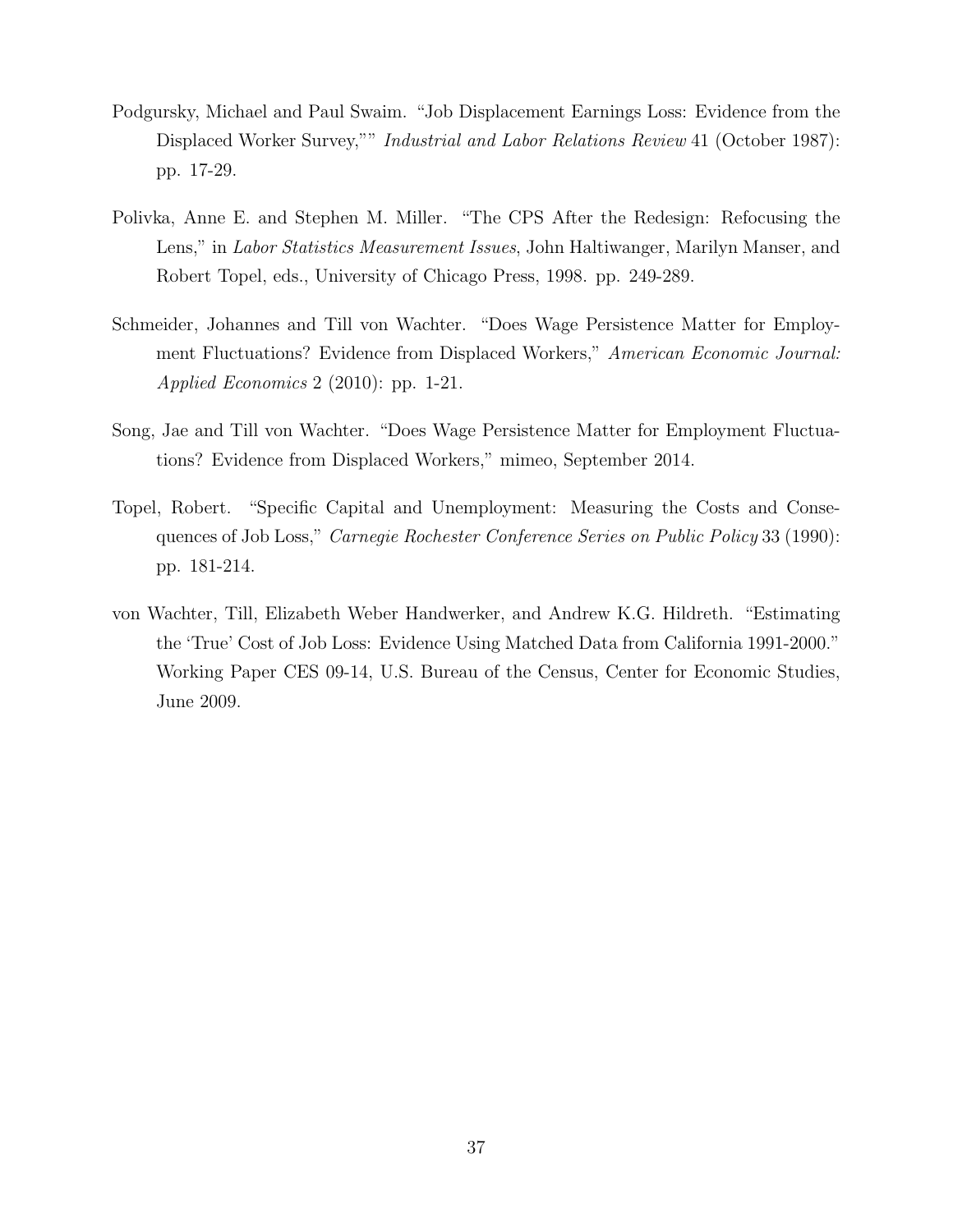Podgursky, Michael and Paul Swaim. "Job Displacement Earnings Loss: Evidence from the Displaced Worker Survey,"" *Industrial and Labor Relations Review* 41 (October 1987): pp. 17-29.

Polivka, Anne E. and Stephen M. Miller. "The CPS After the Redesign: Refocusing the Lens," in *Labor Statistics Measurement Issues*, John Haltiwanger, Marilyn Manser, and Robert Topel, eds., University of Chicago Press, 1998. pp. 249-289.

Schmeider, Johannes and Till von Wachter. "Does Wage Persistence Matter for Employment Fluctuations? Evidence from Displaced Workers," *American Economic Journal: Applied Economics* 2 (2010): pp. 1-21.

Song, Jae and Till von Wachter. "Does Wage Persistence Matter for Employment Fluctuations? Evidence from Displaced Workers," mimeo, September 2014.

Topel, Robert. "Specific Capital and Unemployment: Measuring the Costs and Consequences of Job Loss," *Carnegie Rochester Conference Series on Public Policy* 33 (1990): pp. 181-214.

von Wachter, Till, Elizabeth Weber Handwerker, and Andrew K.G. Hildreth. "Estimating the 'True' Cost of Job Loss: Evidence Using Matched Data from California 1991-2000." Working Paper CES 09-14, U.S. Bureau of the Census, Center for Economic Studies, June 2009.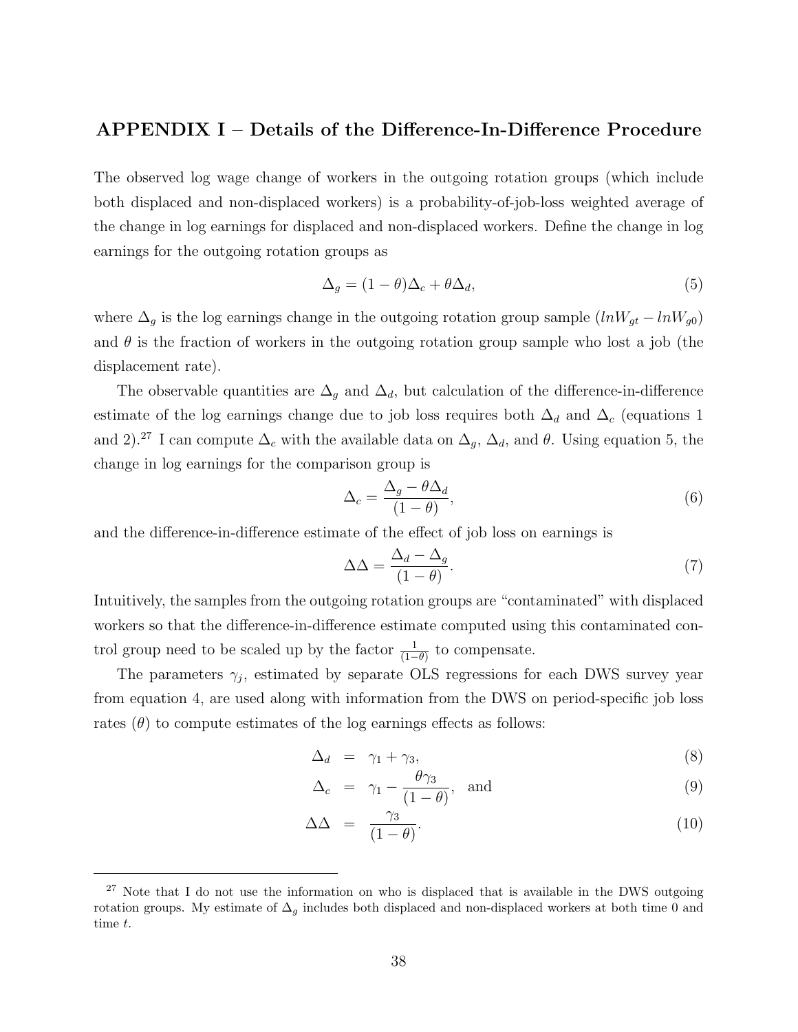## APPENDIX I – Details of the Difference-In-Difference Procedure

The observed log wage change of workers in the outgoing rotation groups (which include both displaced and non-displaced workers) is a probability-of-job-loss weighted average of the change in log earnings for displaced and non-displaced workers. Define the change in log earnings for the outgoing rotation groups as

$$\Delta_g = (1-\theta)\Delta_c + \theta\Delta_d, \tag{5}$$

where $\Delta_g$ is the log earnings change in the outgoing rotation group sample ($lnW_{gt} - lnW_{g0}$) and $\theta$ is the fraction of workers in the outgoing rotation group sample who lost a job (the displacement rate).

The observable quantities are $\Delta_g$ and $\Delta_d$, but calculation of the difference-in-difference estimate of the log earnings change due to job loss requires both $\Delta_d$ and $\Delta_c$ (equations 1 and 2).[27] I can compute $\Delta_c$ with the available data on $\Delta_g$, $\Delta_d$, and $\theta$. Using equation 5, the change in log earnings for the comparison group is

$$\Delta_c = \frac{\Delta_g - \theta\Delta_d}{(1-\theta)}, \tag{6}$$

and the difference-in-difference estimate of the effect of job loss on earnings is

$$\Delta\Delta = \frac{\Delta_d - \Delta_g}{(1-\theta)}. \tag{7}$$

Intuitively, the samples from the outgoing rotation groups are "contaminated" with displaced workers so that the difference-in-difference estimate computed using this contaminated control group need to be scaled up by the factor $\frac{1}{(1-\theta)}$ to compensate.

The parameters $\gamma_j$, estimated by separate OLS regressions for each DWS survey year from equation 4, are used along with information from the DWS on period-specific job loss rates ($\theta$) to compute estimates of the log earnings effects as follows:

$$\Delta_d = \gamma_1 + \gamma_3, \tag{8}$$

$$\Delta_c = \gamma_1 - \frac{\theta\gamma_3}{(1-\theta)}, \quad \text{and} \tag{9}$$

$$\Delta\Delta = \frac{\gamma_3}{(1-\theta)}. \tag{10}$$

[27] Note that I do not use the information on who is displaced that is available in the DWS outgoing rotation groups. My estimate of $\Delta_g$ includes both displaced and non-displaced workers at both time 0 and time $t$.